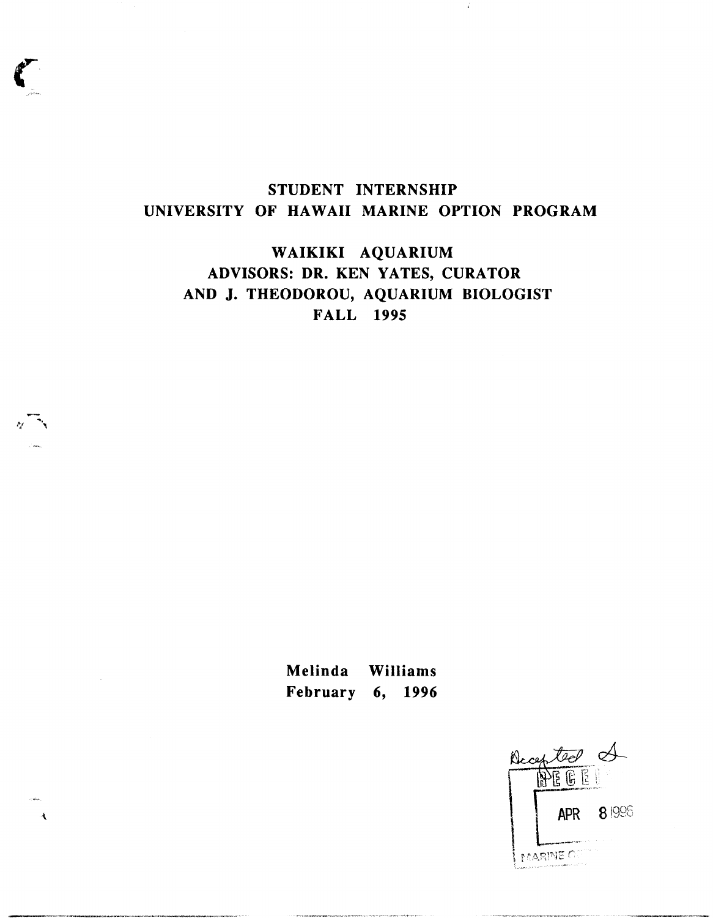# STUDENT INTERNSHIP
# UNIVERSITY OF HAWAII MARINE OPTION PROGRAM

## WAIKIKI AQUARIUM
## ADVISORS: DR. KEN YATES, CURATOR
## AND J. THEODOROU, AQUARIUM BIOLOGIST
## FALL 1995

**Melinda Williams**
**February 6, 1996**

Accepted

RECEIVED
APR 8 1996
MARINE O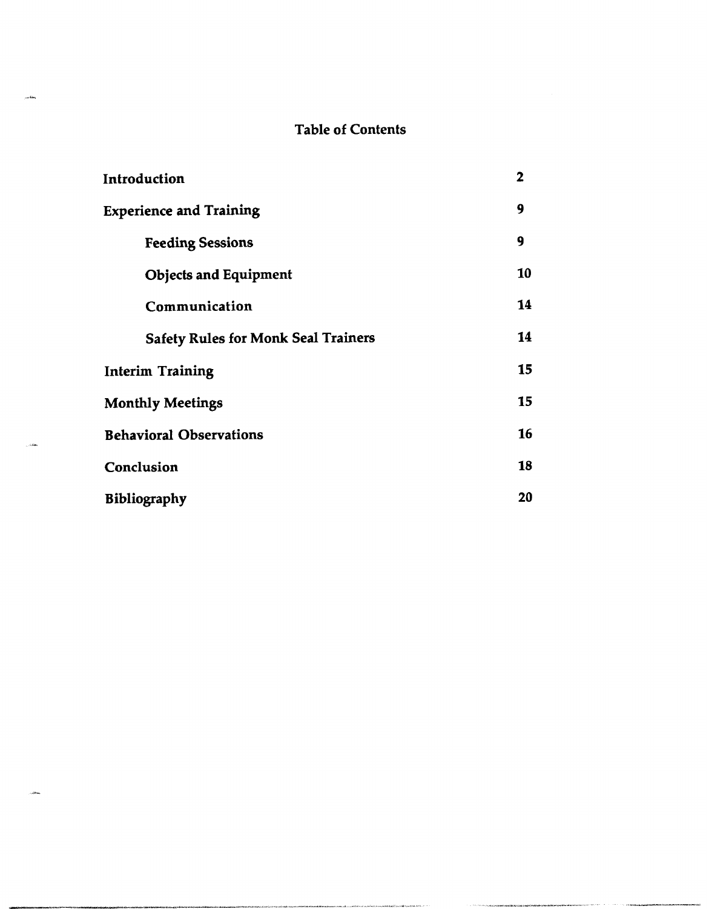# Table of Contents

| | |
|---|---|
| **Introduction** | **2** |
| **Experience and Training** | **9** |
| &nbsp;&nbsp;&nbsp;&nbsp;**Feeding Sessions** | **9** |
| &nbsp;&nbsp;&nbsp;&nbsp;**Objects and Equipment** | **10** |
| &nbsp;&nbsp;&nbsp;&nbsp;**Communication** | **14** |
| &nbsp;&nbsp;&nbsp;&nbsp;**Safety Rules for Monk Seal Trainers** | **14** |
| **Interim Training** | **15** |
| **Monthly Meetings** | **15** |
| **Behavioral Observations** | **16** |
| **Conclusion** | **18** |
| **Bibliography** | **20** |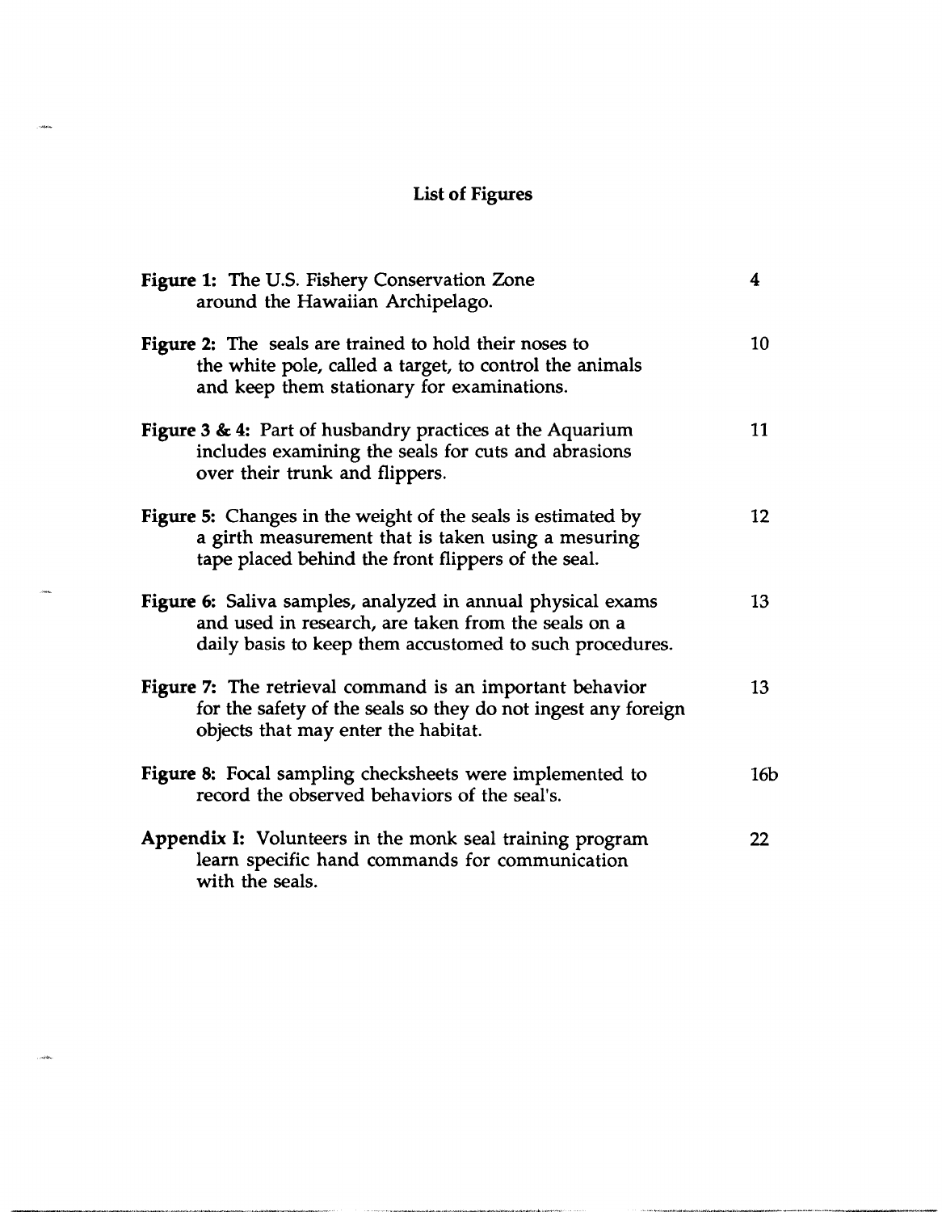# List of Figures

| | |
|---|---|
| **Figure 1:** The U.S. Fishery Conservation Zone around the Hawaiian Archipelago. | 4 |
| **Figure 2:** The seals are trained to hold their noses to the white pole, called a target, to control the animals and keep them stationary for examinations. | 10 |
| **Figure 3 & 4:** Part of husbandry practices at the Aquarium includes examining the seals for cuts and abrasions over their trunk and flippers. | 11 |
| **Figure 5:** Changes in the weight of the seals is estimated by a girth measurement that is taken using a mesuring tape placed behind the front flippers of the seal. | 12 |
| **Figure 6:** Saliva samples, analyzed in annual physical exams and used in research, are taken from the seals on a daily basis to keep them accustomed to such procedures. | 13 |
| **Figure 7:** The retrieval command is an important behavior for the safety of the seals so they do not ingest any foreign objects that may enter the habitat. | 13 |
| **Figure 8:** Focal sampling checksheets were implemented to record the observed behaviors of the seal's. | 16b |
| **Appendix I:** Volunteers in the monk seal training program learn specific hand commands for communication with the seals. | 22 |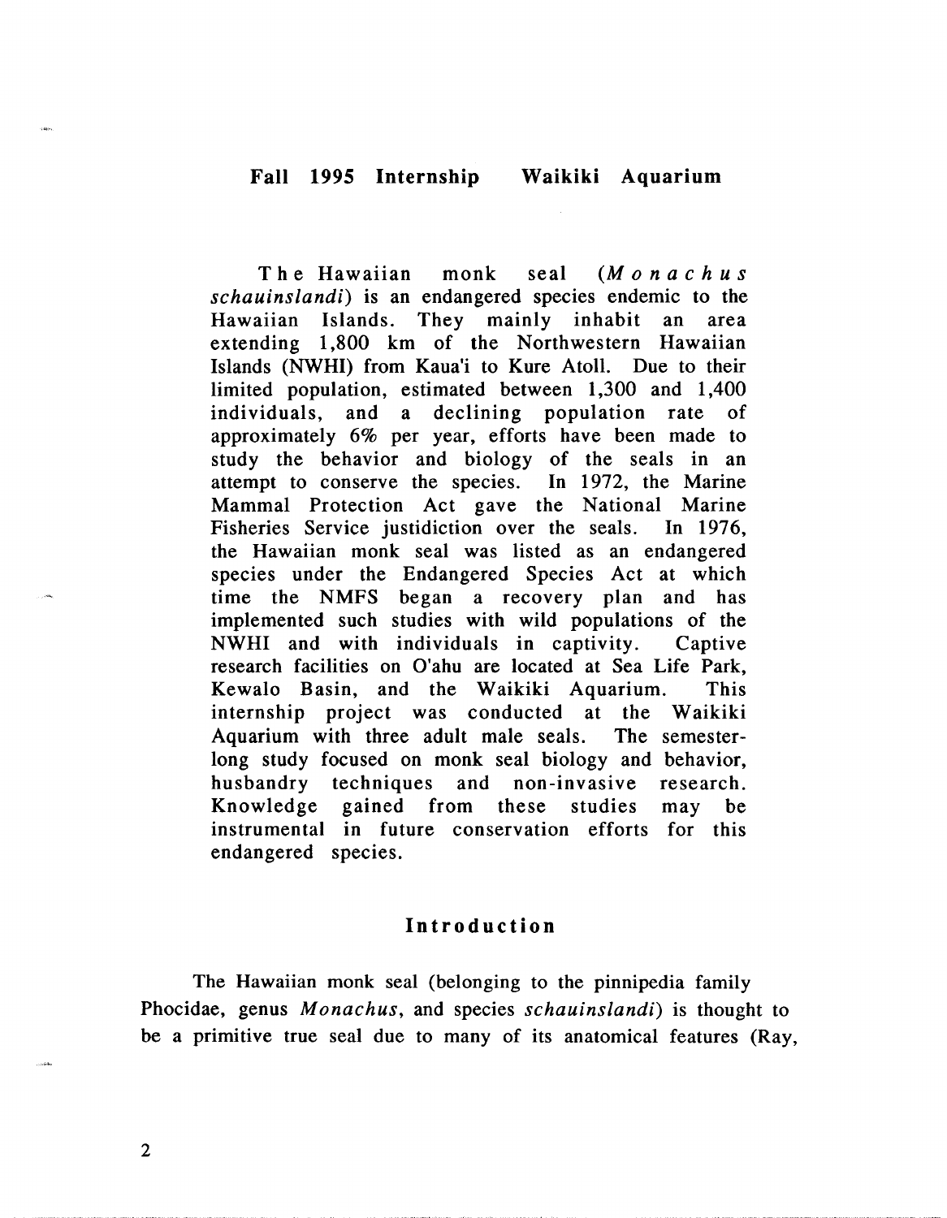## Fall 1995 Internship    Waikiki Aquarium

The Hawaiian monk seal (*Monachus schauinslandi*) is an endangered species endemic to the Hawaiian Islands. They mainly inhabit an area extending 1,800 km of the Northwestern Hawaiian Islands (NWHI) from Kaua'i to Kure Atoll. Due to their limited population, estimated between 1,300 and 1,400 individuals, and a declining population rate of approximately 6% per year, efforts have been made to study the behavior and biology of the seals in an attempt to conserve the species. In 1972, the Marine Mammal Protection Act gave the National Marine Fisheries Service justidiction over the seals. In 1976, the Hawaiian monk seal was listed as an endangered species under the Endangered Species Act at which time the NMFS began a recovery plan and has implemented such studies with wild populations of the NWHI and with individuals in captivity. Captive research facilities on O'ahu are located at Sea Life Park, Kewalo Basin, and the Waikiki Aquarium. This internship project was conducted at the Waikiki Aquarium with three adult male seals. The semester-long study focused on monk seal biology and behavior, husbandry techniques and non-invasive research. Knowledge gained from these studies may be instrumental in future conservation efforts for this endangered species.

## Introduction

The Hawaiian monk seal (belonging to the pinnipedia family Phocidae, genus *Monachus*, and species *schauinslandi*) is thought to be a primitive true seal due to many of its anatomical features (Ray,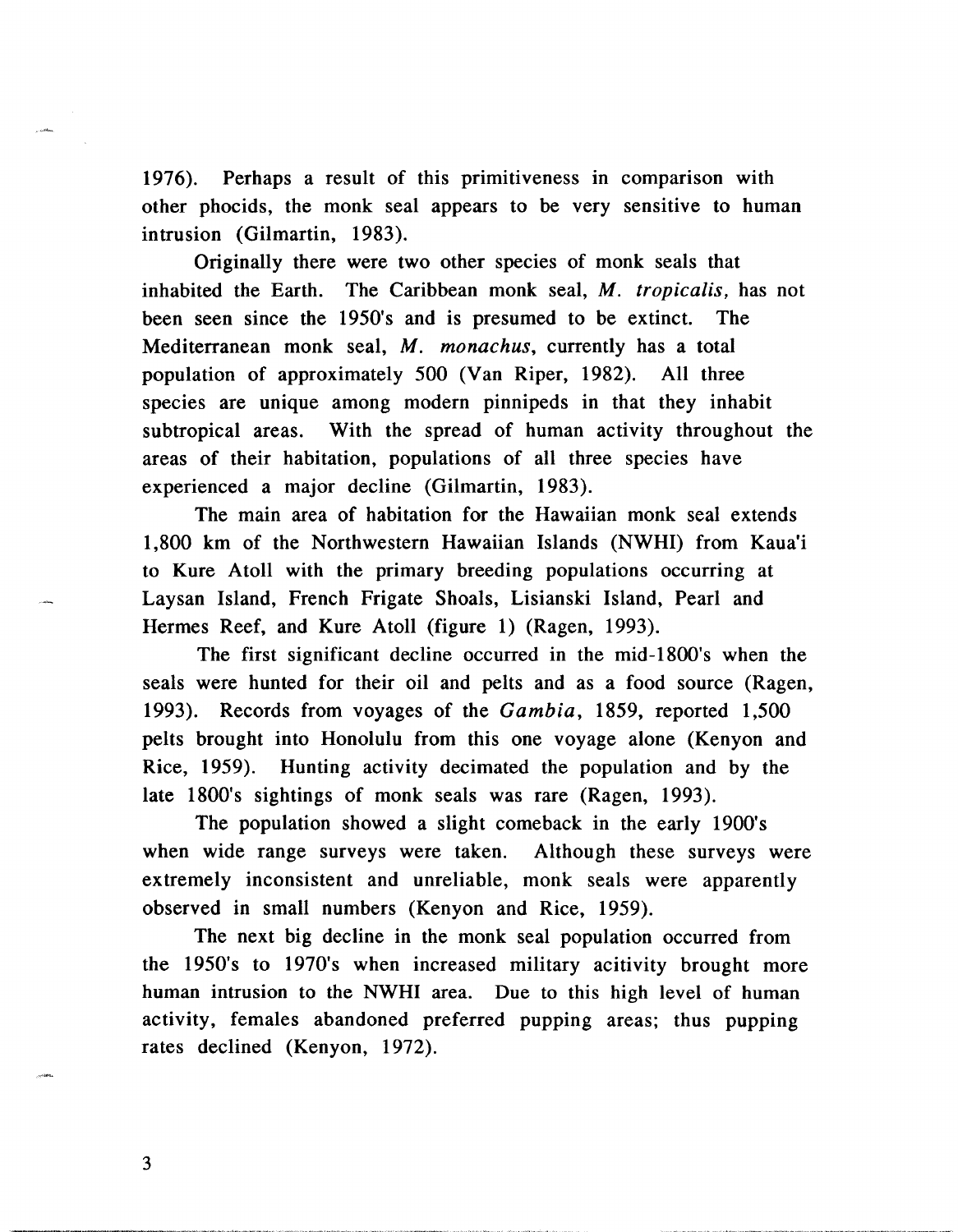1976). Perhaps a result of this primitiveness in comparison with other phocids, the monk seal appears to be very sensitive to human intrusion (Gilmartin, 1983).

Originally there were two other species of monk seals that inhabited the Earth. The Caribbean monk seal, *M. tropicalis,* has not been seen since the 1950's and is presumed to be extinct. The Mediterranean monk seal, *M. monachus*, currently has a total population of approximately 500 (Van Riper, 1982). All three species are unique among modern pinnipeds in that they inhabit subtropical areas. With the spread of human activity throughout the areas of their habitation, populations of all three species have experienced a major decline (Gilmartin, 1983).

The main area of habitation for the Hawaiian monk seal extends 1,800 km of the Northwestern Hawaiian Islands (NWHI) from Kaua'i to Kure Atoll with the primary breeding populations occurring at Laysan Island, French Frigate Shoals, Lisianski Island, Pearl and Hermes Reef, and Kure Atoll (figure 1) (Ragen, 1993).

The first significant decline occurred in the mid-1800's when the seals were hunted for their oil and pelts and as a food source (Ragen, 1993). Records from voyages of the *Gambia*, 1859, reported 1,500 pelts brought into Honolulu from this one voyage alone (Kenyon and Rice, 1959). Hunting activity decimated the population and by the late 1800's sightings of monk seals was rare (Ragen, 1993).

The population showed a slight comeback in the early 1900's when wide range surveys were taken. Although these surveys were extremely inconsistent and unreliable, monk seals were apparently observed in small numbers (Kenyon and Rice, 1959).

The next big decline in the monk seal population occurred from the 1950's to 1970's when increased military acitivity brought more human intrusion to the NWHI area. Due to this high level of human activity, females abandoned preferred pupping areas; thus pupping rates declined (Kenyon, 1972).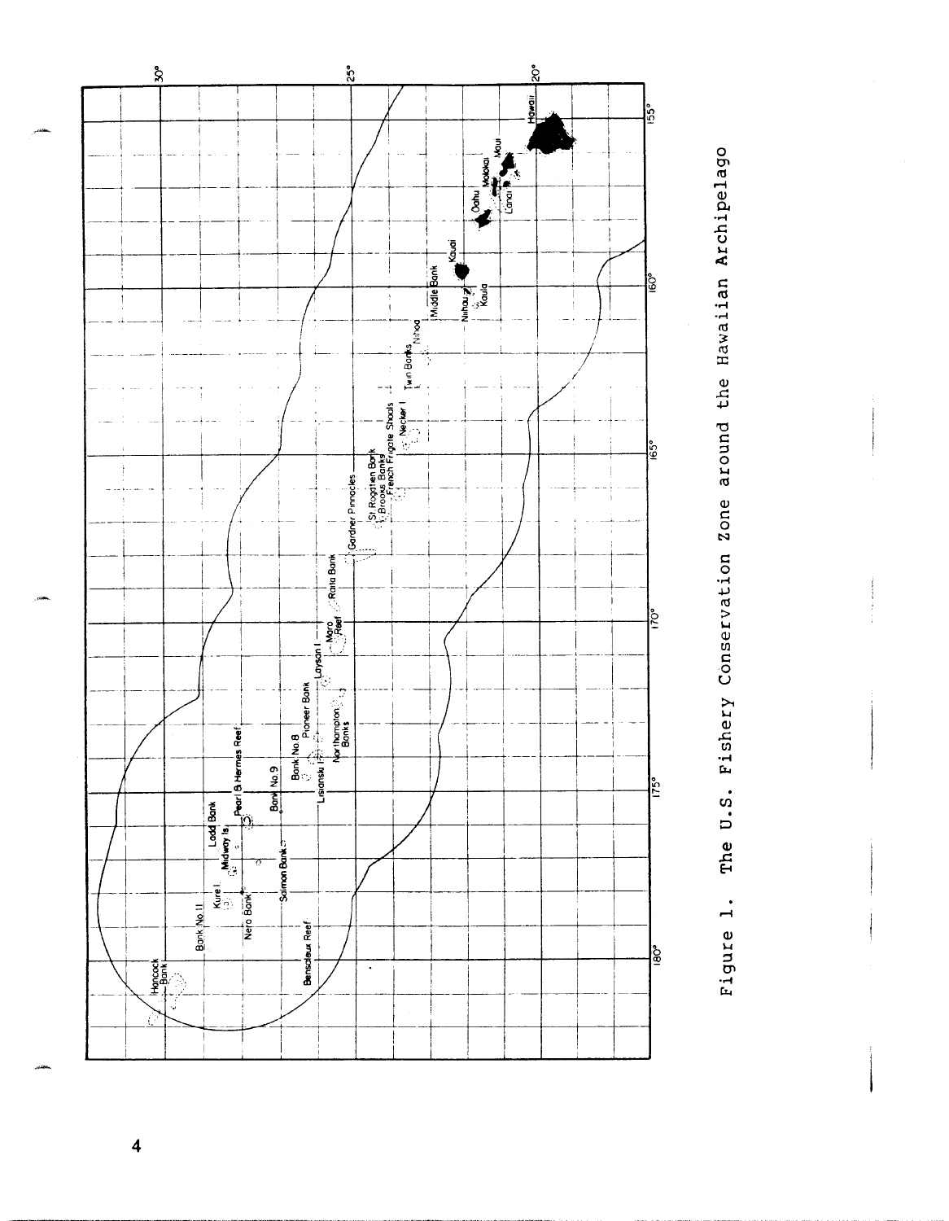Figure 1. The U.S. Fishery Conservation Zone around the Hawaiian Archipelago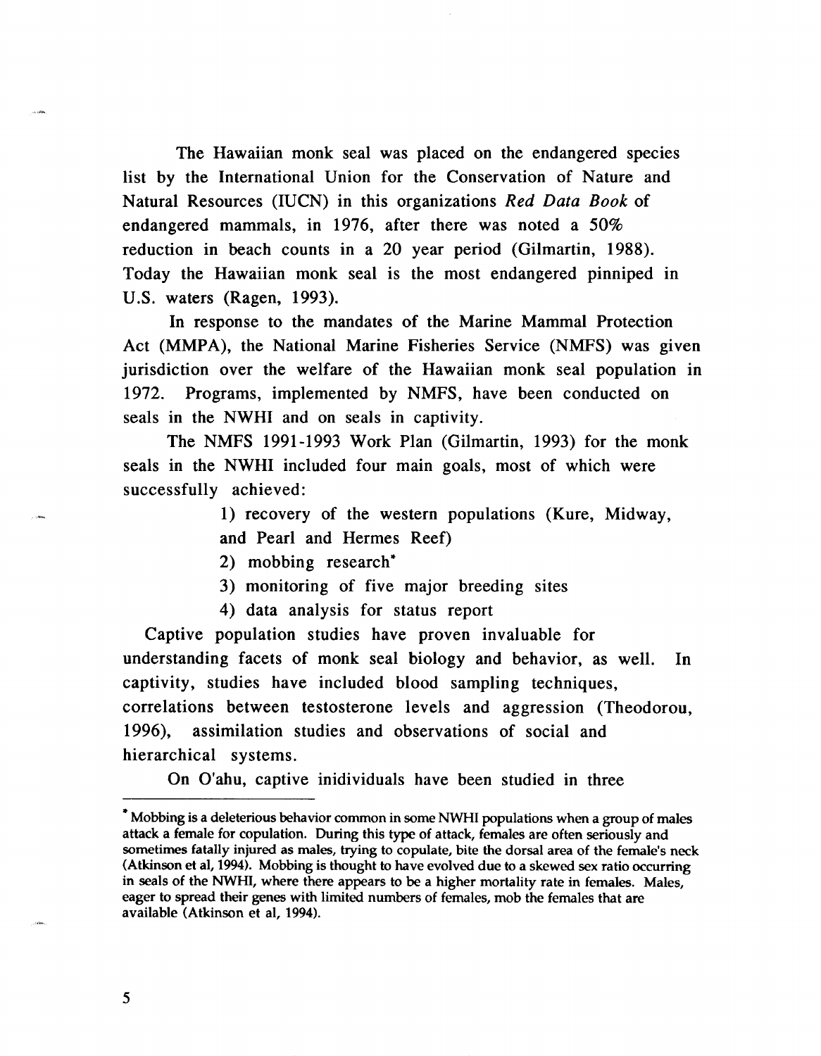The Hawaiian monk seal was placed on the endangered species list by the International Union for the Conservation of Nature and Natural Resources (IUCN) in this organizations *Red Data Book* of endangered mammals, in 1976, after there was noted a 50% reduction in beach counts in a 20 year period (Gilmartin, 1988). Today the Hawaiian monk seal is the most endangered pinniped in U.S. waters (Ragen, 1993).

In response to the mandates of the Marine Mammal Protection Act (MMPA), the National Marine Fisheries Service (NMFS) was given jurisdiction over the welfare of the Hawaiian monk seal population in 1972. Programs, implemented by NMFS, have been conducted on seals in the NWHI and on seals in captivity.

The NMFS 1991-1993 Work Plan (Gilmartin, 1993) for the monk seals in the NWHI included four main goals, most of which were successfully achieved:

1) recovery of the western populations (Kure, Midway, and Pearl and Hermes Reef)
2) mobbing research*
3) monitoring of five major breeding sites
4) data analysis for status report

Captive population studies have proven invaluable for understanding facets of monk seal biology and behavior, as well. In captivity, studies have included blood sampling techniques, correlations between testosterone levels and aggression (Theodorou, 1996), assimilation studies and observations of social and hierarchical systems.

On O'ahu, captive inidividuals have been studied in three

---

* Mobbing is a deleterious behavior common in some NWHI populations when a group of males attack a female for copulation. During this type of attack, females are often seriously and sometimes fatally injured as males, trying to copulate, bite the dorsal area of the female's neck (Atkinson et al, 1994). Mobbing is thought to have evolved due to a skewed sex ratio occurring in seals of the NWHI, where there appears to be a higher mortality rate in females. Males, eager to spread their genes with limited numbers of females, mob the females that are available (Atkinson et al, 1994).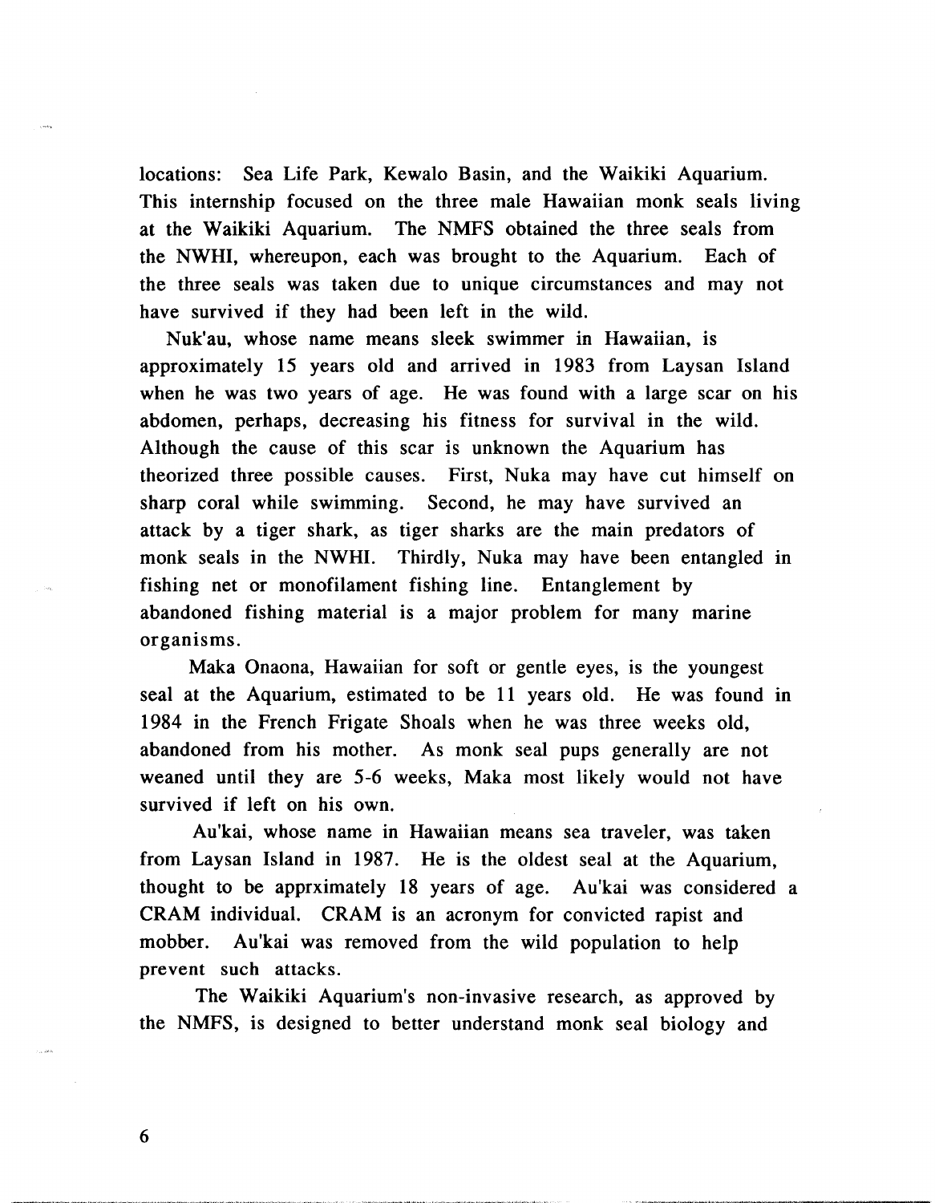locations: Sea Life Park, Kewalo Basin, and the Waikiki Aquarium. This internship focused on the three male Hawaiian monk seals living at the Waikiki Aquarium. The NMFS obtained the three seals from the NWHI, whereupon, each was brought to the Aquarium. Each of the three seals was taken due to unique circumstances and may not have survived if they had been left in the wild.

Nuk'au, whose name means sleek swimmer in Hawaiian, is approximately 15 years old and arrived in 1983 from Laysan Island when he was two years of age. He was found with a large scar on his abdomen, perhaps, decreasing his fitness for survival in the wild. Although the cause of this scar is unknown the Aquarium has theorized three possible causes. First, Nuka may have cut himself on sharp coral while swimming. Second, he may have survived an attack by a tiger shark, as tiger sharks are the main predators of monk seals in the NWHI. Thirdly, Nuka may have been entangled in fishing net or monofilament fishing line. Entanglement by abandoned fishing material is a major problem for many marine organisms.

Maka Onaona, Hawaiian for soft or gentle eyes, is the youngest seal at the Aquarium, estimated to be 11 years old. He was found in 1984 in the French Frigate Shoals when he was three weeks old, abandoned from his mother. As monk seal pups generally are not weaned until they are 5-6 weeks, Maka most likely would not have survived if left on his own.

Au'kai, whose name in Hawaiian means sea traveler, was taken from Laysan Island in 1987. He is the oldest seal at the Aquarium, thought to be apprximately 18 years of age. Au'kai was considered a CRAM individual. CRAM is an acronym for convicted rapist and mobber. Au'kai was removed from the wild population to help prevent such attacks.

The Waikiki Aquarium's non-invasive research, as approved by the NMFS, is designed to better understand monk seal biology and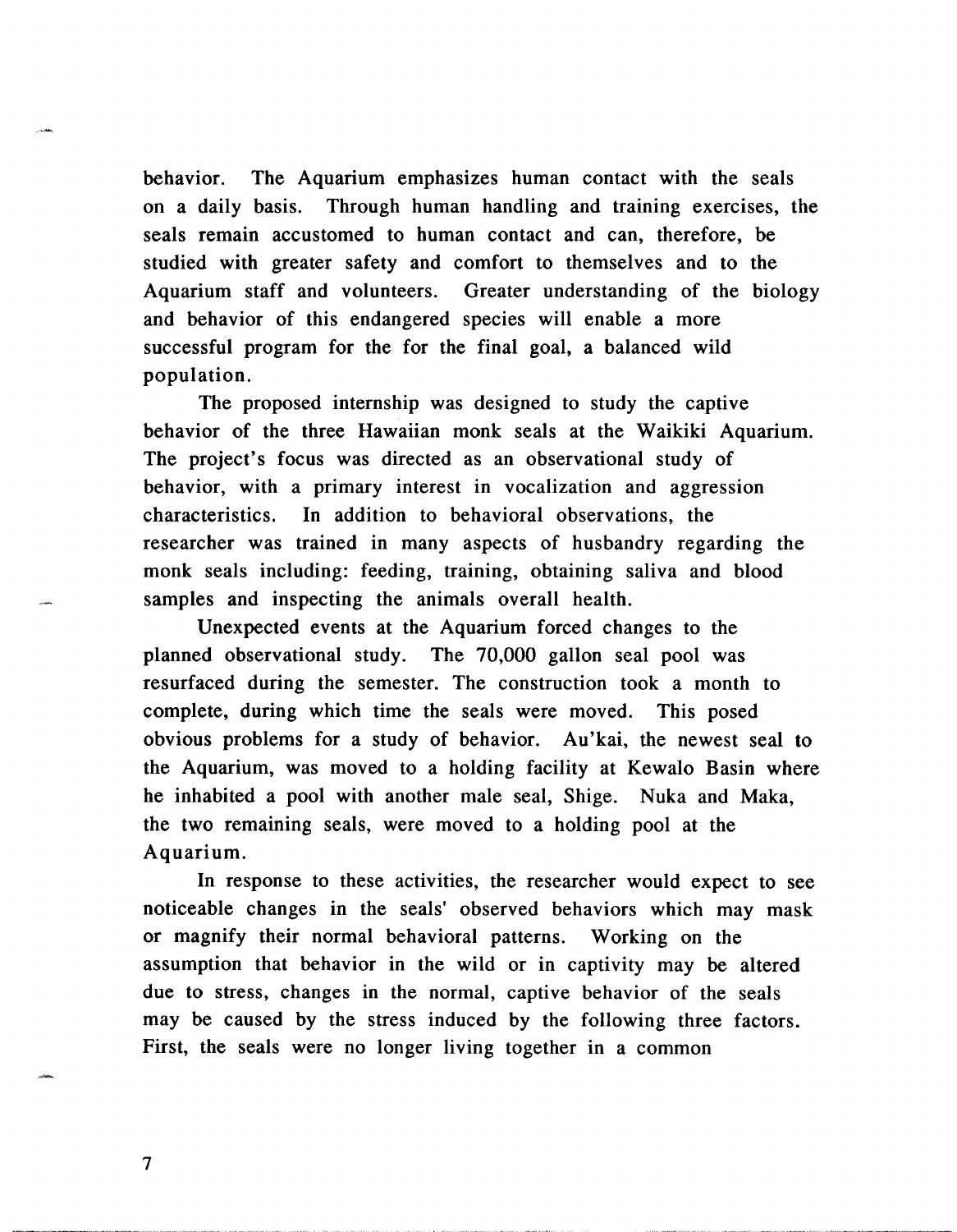behavior. The Aquarium emphasizes human contact with the seals on a daily basis. Through human handling and training exercises, the seals remain accustomed to human contact and can, therefore, be studied with greater safety and comfort to themselves and to the Aquarium staff and volunteers. Greater understanding of the biology and behavior of this endangered species will enable a more successful program for the for the final goal, a balanced wild population.

The proposed internship was designed to study the captive behavior of the three Hawaiian monk seals at the Waikiki Aquarium. The project's focus was directed as an observational study of behavior, with a primary interest in vocalization and aggression characteristics. In addition to behavioral observations, the researcher was trained in many aspects of husbandry regarding the monk seals including: feeding, training, obtaining saliva and blood samples and inspecting the animals overall health.

Unexpected events at the Aquarium forced changes to the planned observational study. The 70,000 gallon seal pool was resurfaced during the semester. The construction took a month to complete, during which time the seals were moved. This posed obvious problems for a study of behavior. Au'kai, the newest seal to the Aquarium, was moved to a holding facility at Kewalo Basin where he inhabited a pool with another male seal, Shige. Nuka and Maka, the two remaining seals, were moved to a holding pool at the Aquarium.

In response to these activities, the researcher would expect to see noticeable changes in the seals' observed behaviors which may mask or magnify their normal behavioral patterns. Working on the assumption that behavior in the wild or in captivity may be altered due to stress, changes in the normal, captive behavior of the seals may be caused by the stress induced by the following three factors. First, the seals were no longer living together in a common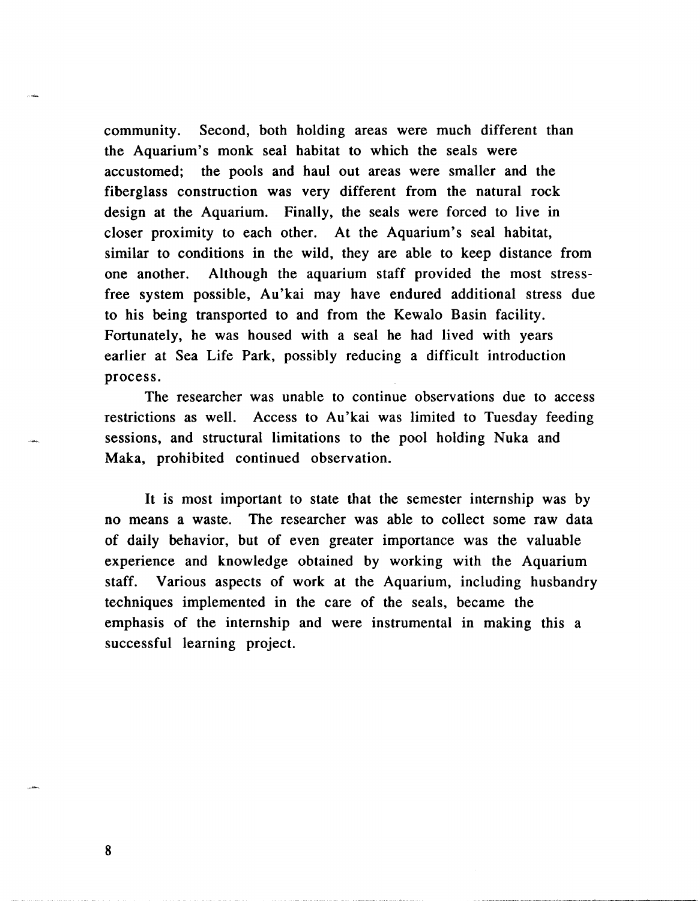community. Second, both holding areas were much different than the Aquarium's monk seal habitat to which the seals were accustomed; the pools and haul out areas were smaller and the fiberglass construction was very different from the natural rock design at the Aquarium. Finally, the seals were forced to live in closer proximity to each other. At the Aquarium's seal habitat, similar to conditions in the wild, they are able to keep distance from one another. Although the aquarium staff provided the most stress-free system possible, Au'kai may have endured additional stress due to his being transported to and from the Kewalo Basin facility. Fortunately, he was housed with a seal he had lived with years earlier at Sea Life Park, possibly reducing a difficult introduction process.

The researcher was unable to continue observations due to access restrictions as well. Access to Au'kai was limited to Tuesday feeding sessions, and structural limitations to the pool holding Nuka and Maka, prohibited continued observation.

It is most important to state that the semester internship was by no means a waste. The researcher was able to collect some raw data of daily behavior, but of even greater importance was the valuable experience and knowledge obtained by working with the Aquarium staff. Various aspects of work at the Aquarium, including husbandry techniques implemented in the care of the seals, became the emphasis of the internship and were instrumental in making this a successful learning project.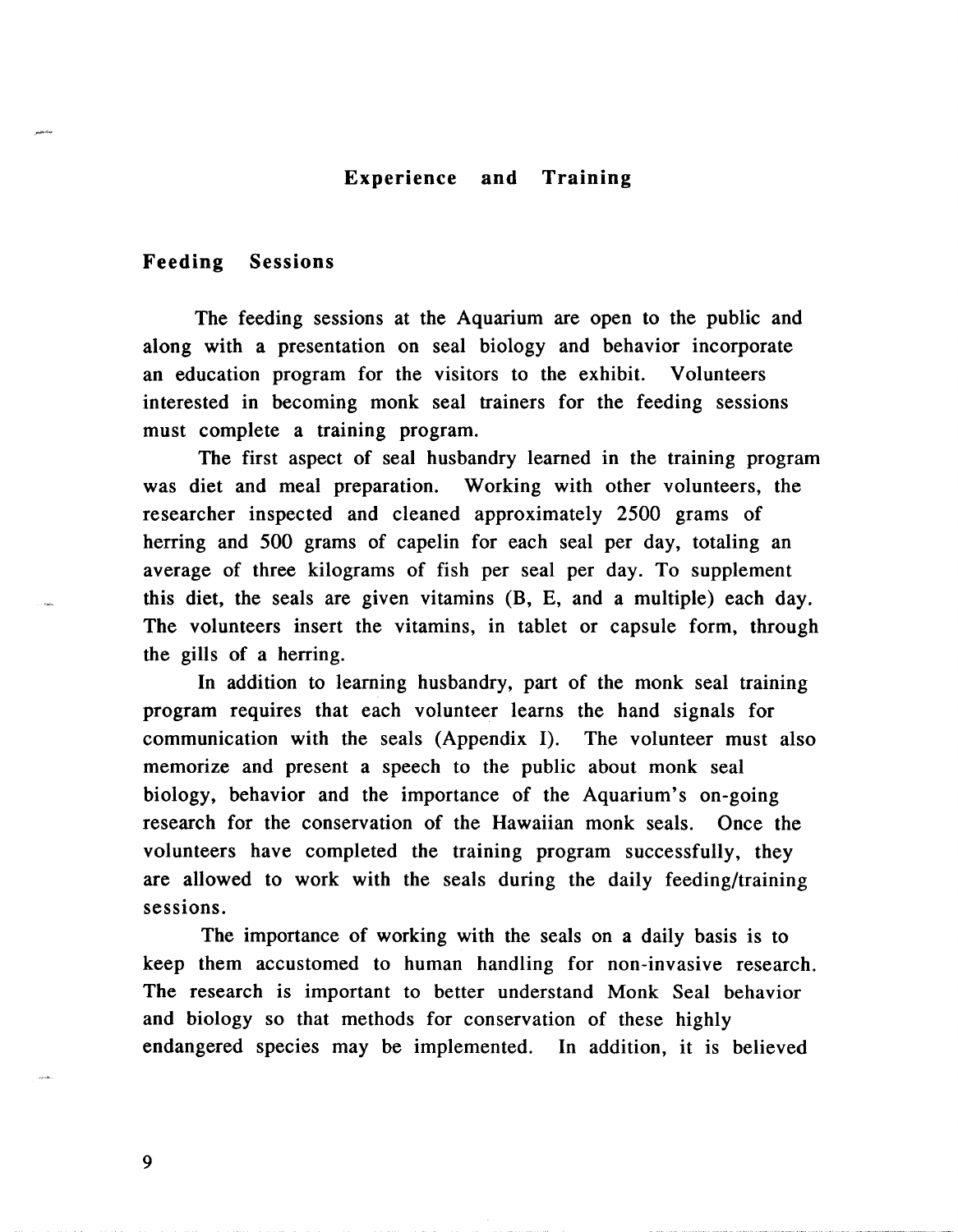# Experience and Training

## Feeding Sessions

The feeding sessions at the Aquarium are open to the public and along with a presentation on seal biology and behavior incorporate an education program for the visitors to the exhibit. Volunteers interested in becoming monk seal trainers for the feeding sessions must complete a training program.

The first aspect of seal husbandry learned in the training program was diet and meal preparation. Working with other volunteers, the researcher inspected and cleaned approximately 2500 grams of herring and 500 grams of capelin for each seal per day, totaling an average of three kilograms of fish per seal per day. To supplement this diet, the seals are given vitamins (B, E, and a multiple) each day. The volunteers insert the vitamins, in tablet or capsule form, through the gills of a herring.

In addition to learning husbandry, part of the monk seal training program requires that each volunteer learns the hand signals for communication with the seals (Appendix I). The volunteer must also memorize and present a speech to the public about monk seal biology, behavior and the importance of the Aquarium's on-going research for the conservation of the Hawaiian monk seals. Once the volunteers have completed the training program successfully, they are allowed to work with the seals during the daily feeding/training sessions.

The importance of working with the seals on a daily basis is to keep them accustomed to human handling for non-invasive research. The research is important to better understand Monk Seal behavior and biology so that methods for conservation of these highly endangered species may be implemented. In addition, it is believed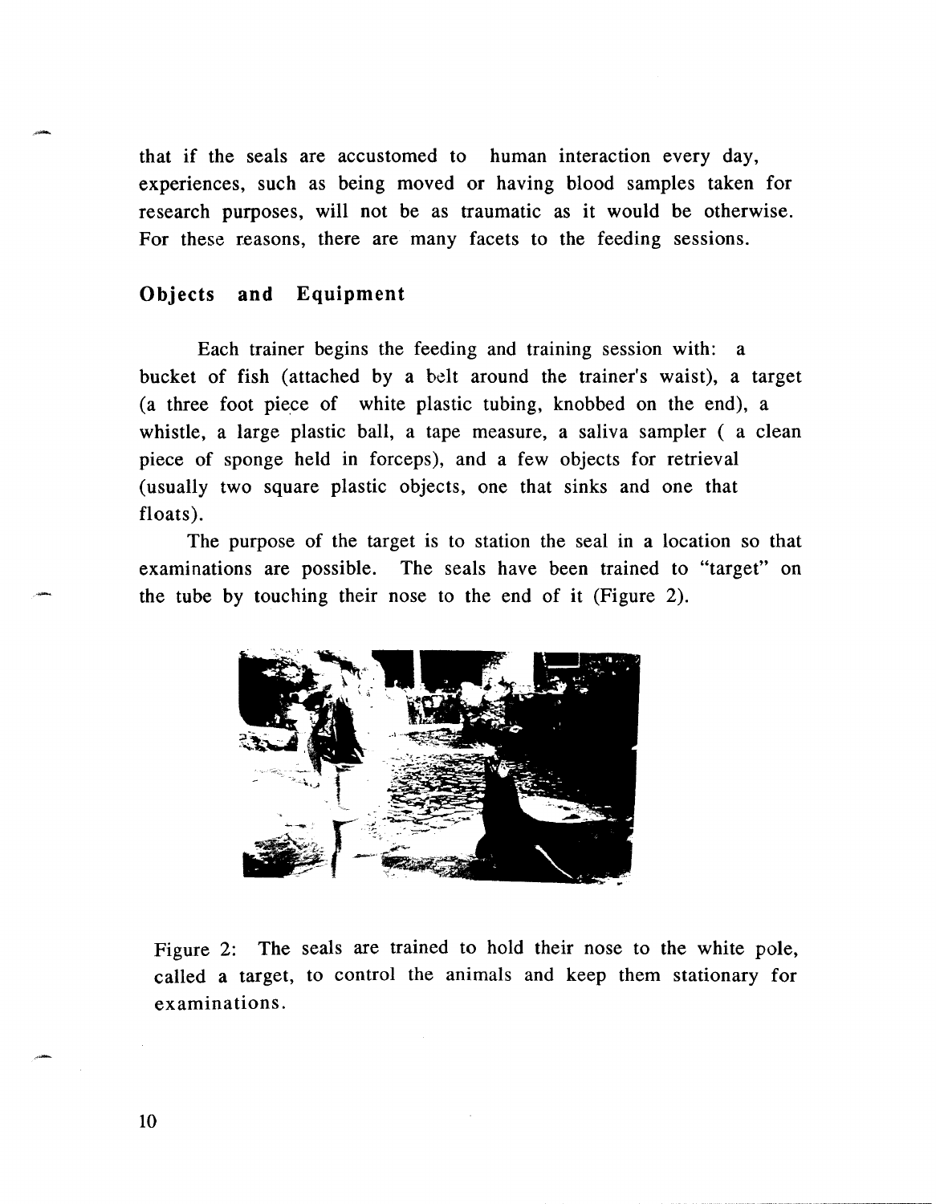that if the seals are accustomed to human interaction every day, experiences, such as being moved or having blood samples taken for research purposes, will not be as traumatic as it would be otherwise. For these reasons, there are many facets to the feeding sessions.

## Objects and Equipment

Each trainer begins the feeding and training session with: a bucket of fish (attached by a belt around the trainer's waist), a target (a three foot piece of white plastic tubing, knobbed on the end), a whistle, a large plastic ball, a tape measure, a saliva sampler ( a clean piece of sponge held in forceps), and a few objects for retrieval (usually two square plastic objects, one that sinks and one that floats).

The purpose of the target is to station the seal in a location so that examinations are possible. The seals have been trained to "target" on the tube by touching their nose to the end of it (Figure 2).

Figure 2: The seals are trained to hold their nose to the white pole, called a target, to control the animals and keep them stationary for examinations.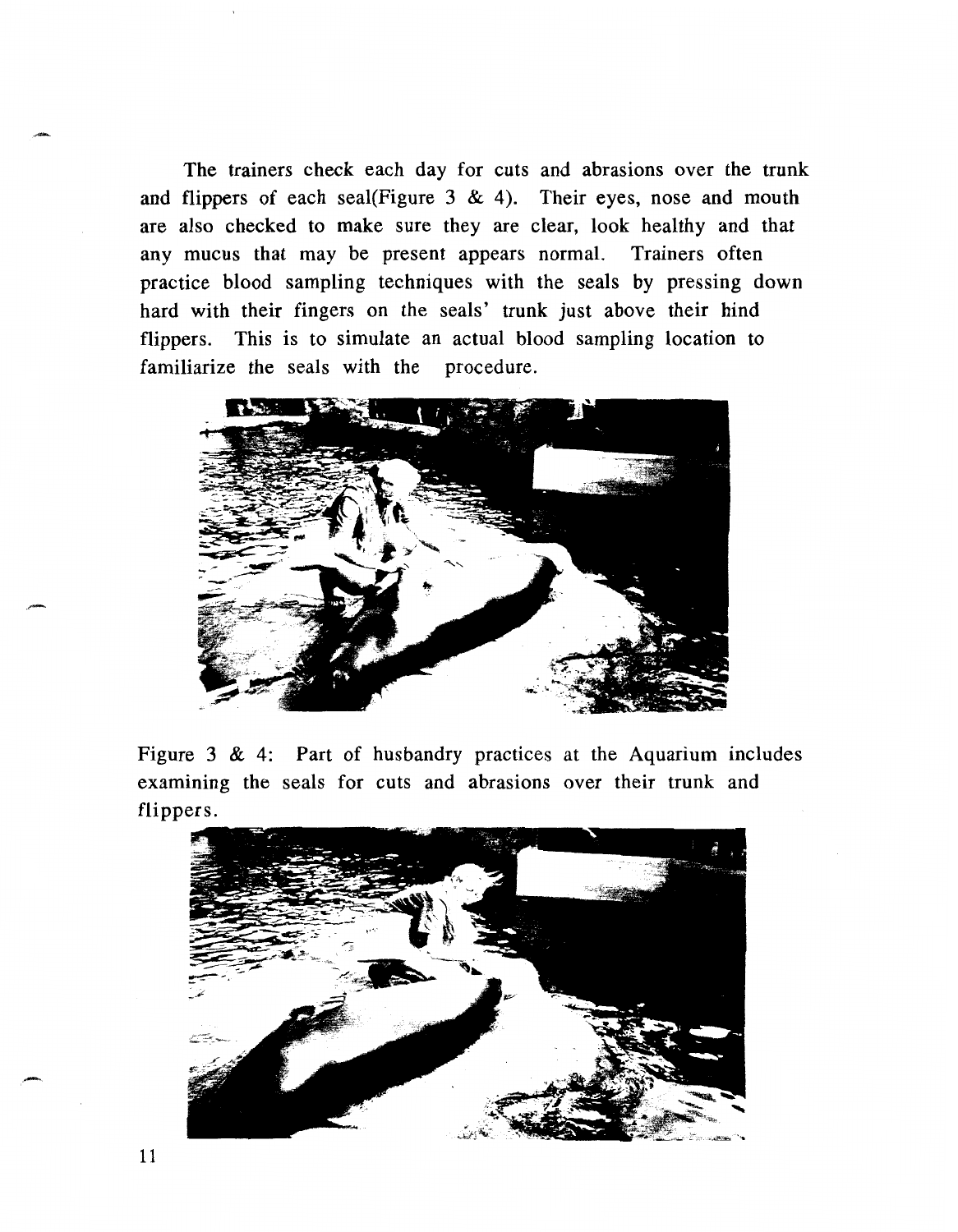The trainers check each day for cuts and abrasions over the trunk and flippers of each seal(Figure 3 & 4). Their eyes, nose and mouth are also checked to make sure they are clear, look healthy and that any mucus that may be present appears normal. Trainers often practice blood sampling techniques with the seals by pressing down hard with their fingers on the seals' trunk just above their hind flippers. This is to simulate an actual blood sampling location to familiarize the seals with the procedure.

Figure 3 & 4: Part of husbandry practices at the Aquarium includes examining the seals for cuts and abrasions over their trunk and flippers.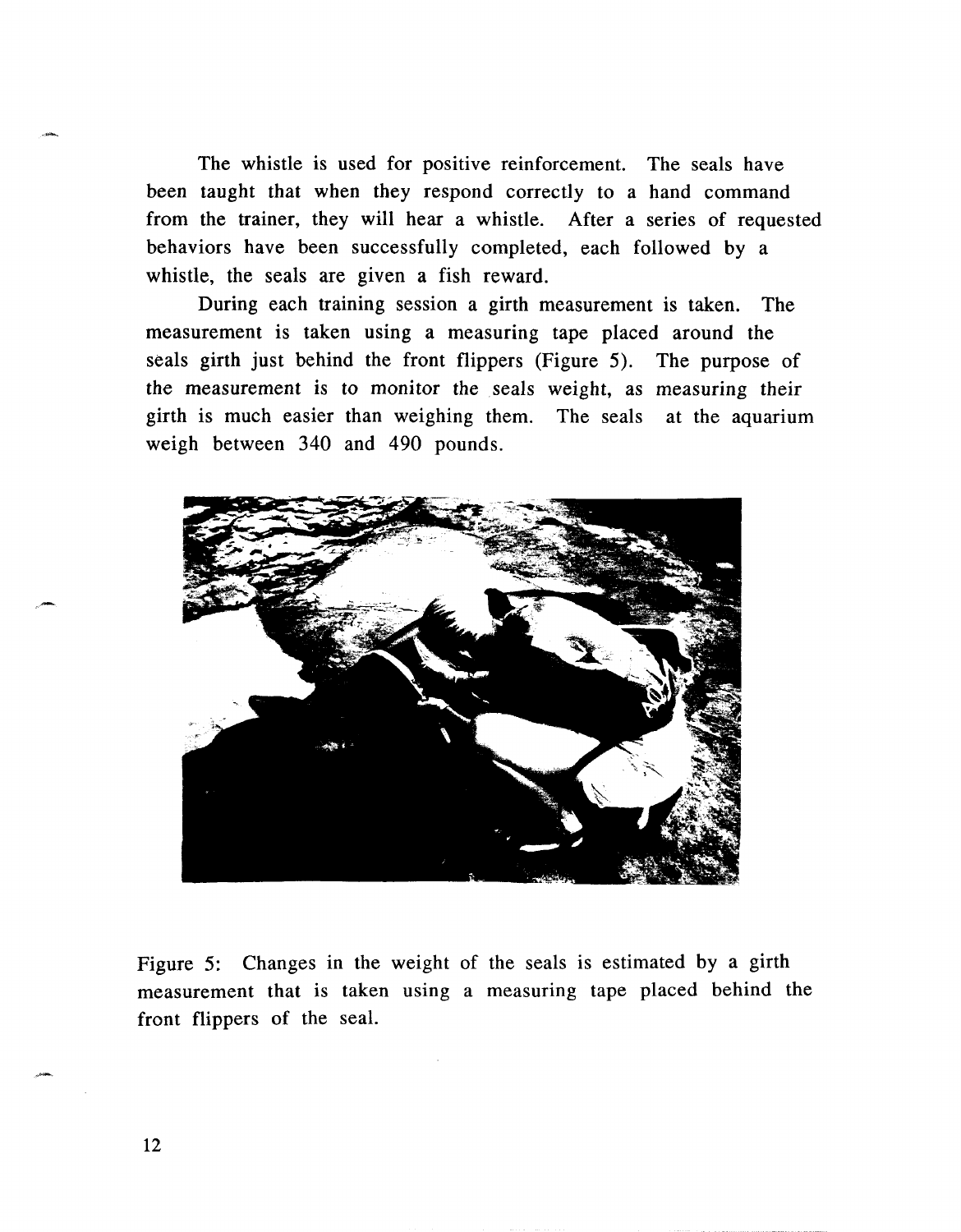The whistle is used for positive reinforcement. The seals have been taught that when they respond correctly to a hand command from the trainer, they will hear a whistle. After a series of requested behaviors have been successfully completed, each followed by a whistle, the seals are given a fish reward.

During each training session a girth measurement is taken. The measurement is taken using a measuring tape placed around the seals girth just behind the front flippers (Figure 5). The purpose of the measurement is to monitor the seals weight, as measuring their girth is much easier than weighing them. The seals at the aquarium weigh between 340 and 490 pounds.

Figure 5: Changes in the weight of the seals is estimated by a girth measurement that is taken using a measuring tape placed behind the front flippers of the seal.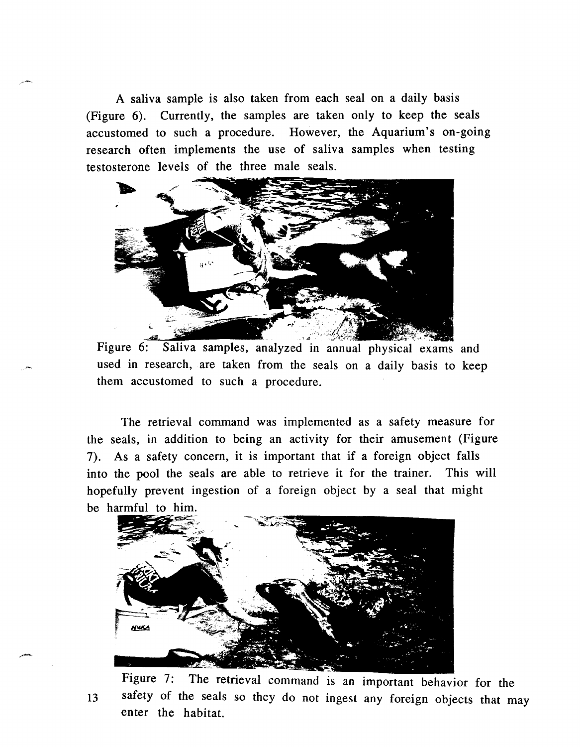A saliva sample is also taken from each seal on a daily basis (Figure 6). Currently, the samples are taken only to keep the seals accustomed to such a procedure. However, the Aquarium's on-going research often implements the use of saliva samples when testing testosterone levels of the three male seals.

Figure 6: Saliva samples, analyzed in annual physical exams and used in research, are taken from the seals on a daily basis to keep them accustomed to such a procedure.

The retrieval command was implemented as a safety measure for the seals, in addition to being an activity for their amusement (Figure 7). As a safety concern, it is important that if a foreign object falls into the pool the seals are able to retrieve it for the trainer. This will hopefully prevent ingestion of a foreign object by a seal that might be harmful to him.

Figure 7: The retrieval command is an important behavior for the safety of the seals so they do not ingest any foreign objects that may enter the habitat.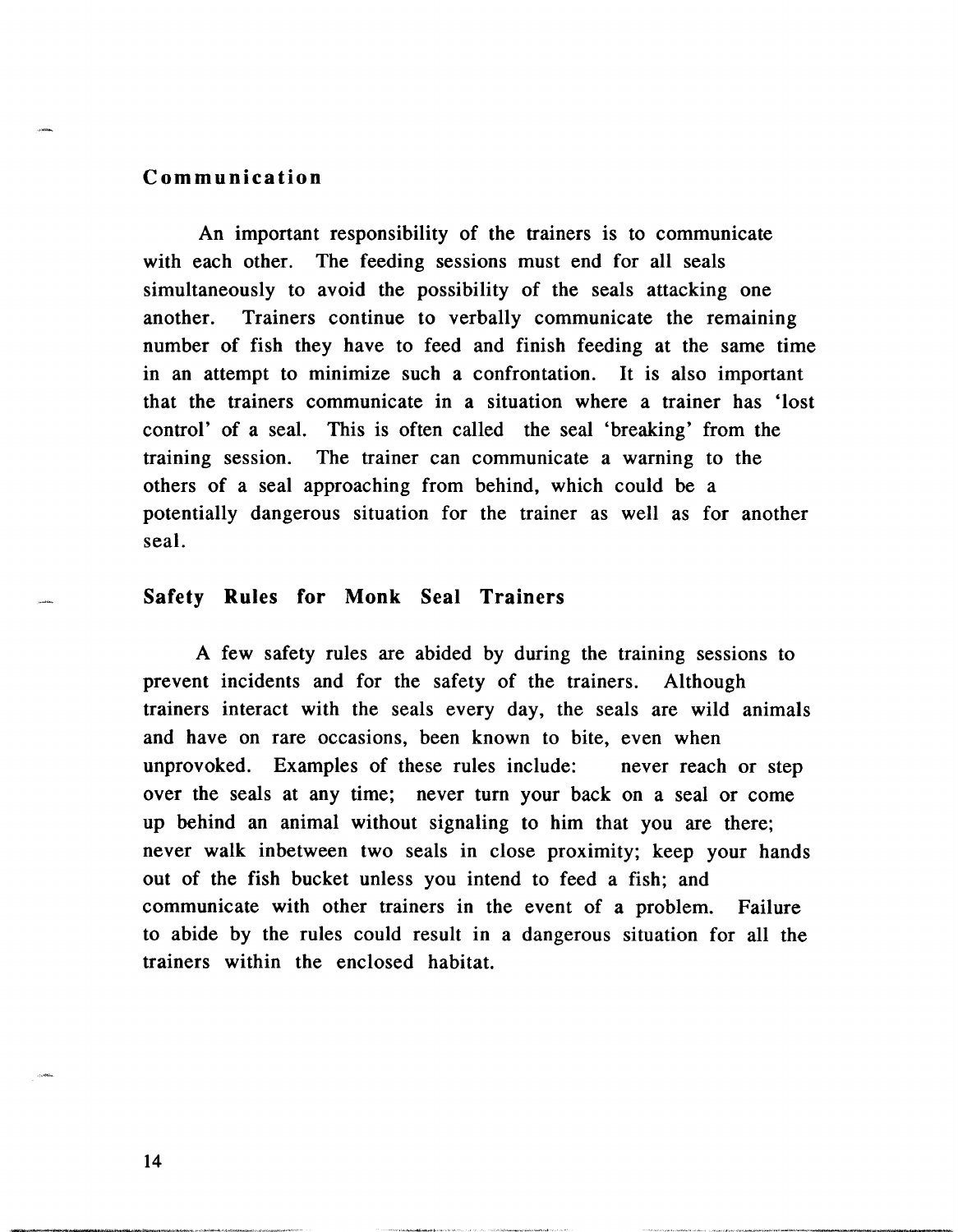## Communication

An important responsibility of the trainers is to communicate with each other. The feeding sessions must end for all seals simultaneously to avoid the possibility of the seals attacking one another. Trainers continue to verbally communicate the remaining number of fish they have to feed and finish feeding at the same time in an attempt to minimize such a confrontation. It is also important that the trainers communicate in a situation where a trainer has 'lost control' of a seal. This is often called the seal 'breaking' from the training session. The trainer can communicate a warning to the others of a seal approaching from behind, which could be a potentially dangerous situation for the trainer as well as for another seal.

## Safety Rules for Monk Seal Trainers

A few safety rules are abided by during the training sessions to prevent incidents and for the safety of the trainers. Although trainers interact with the seals every day, the seals are wild animals and have on rare occasions, been known to bite, even when unprovoked. Examples of these rules include: never reach or step over the seals at any time; never turn your back on a seal or come up behind an animal without signaling to him that you are there; never walk inbetween two seals in close proximity; keep your hands out of the fish bucket unless you intend to feed a fish; and communicate with other trainers in the event of a problem. Failure to abide by the rules could result in a dangerous situation for all the trainers within the enclosed habitat.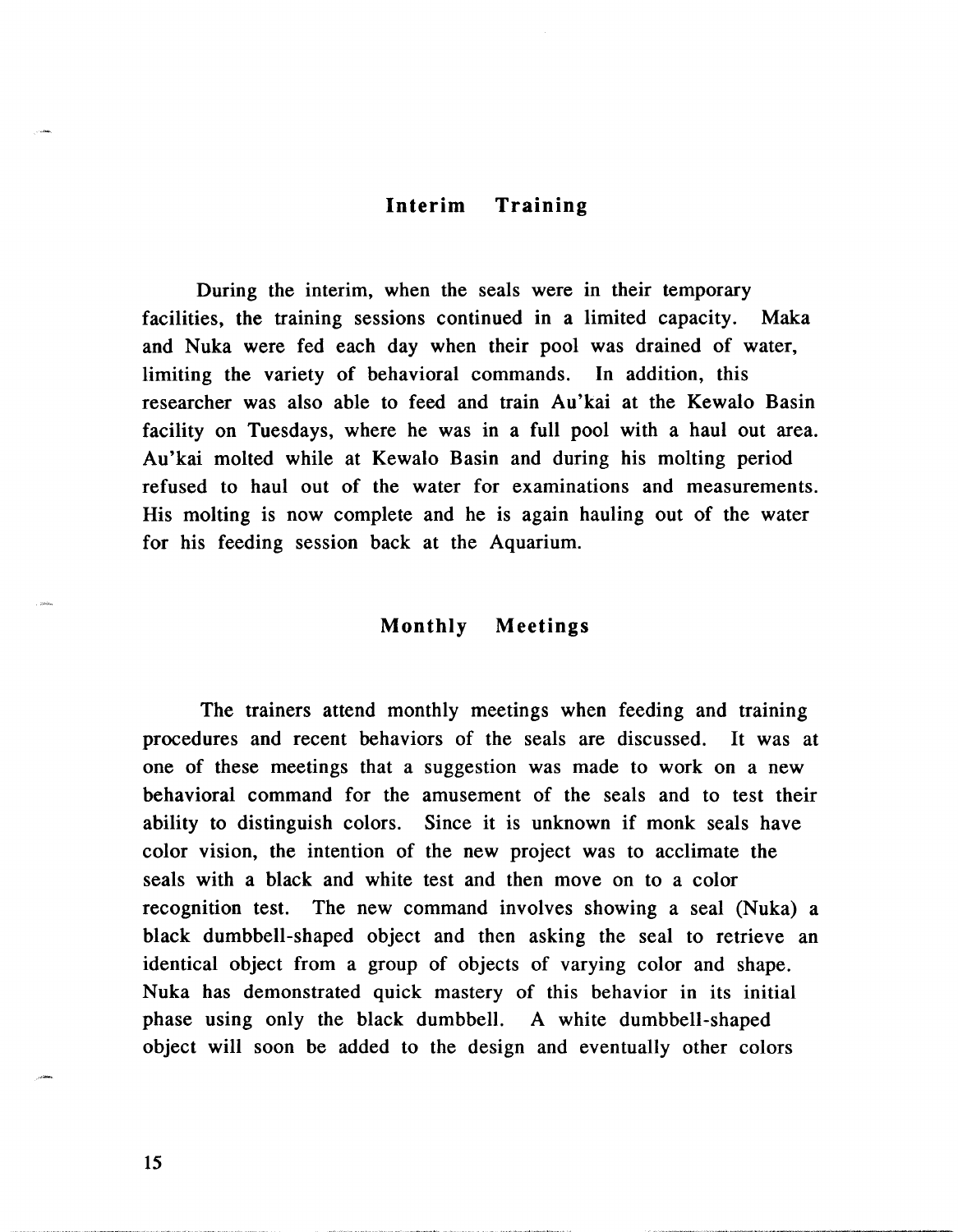## Interim Training

During the interim, when the seals were in their temporary facilities, the training sessions continued in a limited capacity. Maka and Nuka were fed each day when their pool was drained of water, limiting the variety of behavioral commands. In addition, this researcher was also able to feed and train Au'kai at the Kewalo Basin facility on Tuesdays, where he was in a full pool with a haul out area. Au'kai molted while at Kewalo Basin and during his molting period refused to haul out of the water for examinations and measurements. His molting is now complete and he is again hauling out of the water for his feeding session back at the Aquarium.

## Monthly Meetings

The trainers attend monthly meetings when feeding and training procedures and recent behaviors of the seals are discussed. It was at one of these meetings that a suggestion was made to work on a new behavioral command for the amusement of the seals and to test their ability to distinguish colors. Since it is unknown if monk seals have color vision, the intention of the new project was to acclimate the seals with a black and white test and then move on to a color recognition test. The new command involves showing a seal (Nuka) a black dumbbell-shaped object and then asking the seal to retrieve an identical object from a group of objects of varying color and shape. Nuka has demonstrated quick mastery of this behavior in its initial phase using only the black dumbbell. A white dumbbell-shaped object will soon be added to the design and eventually other colors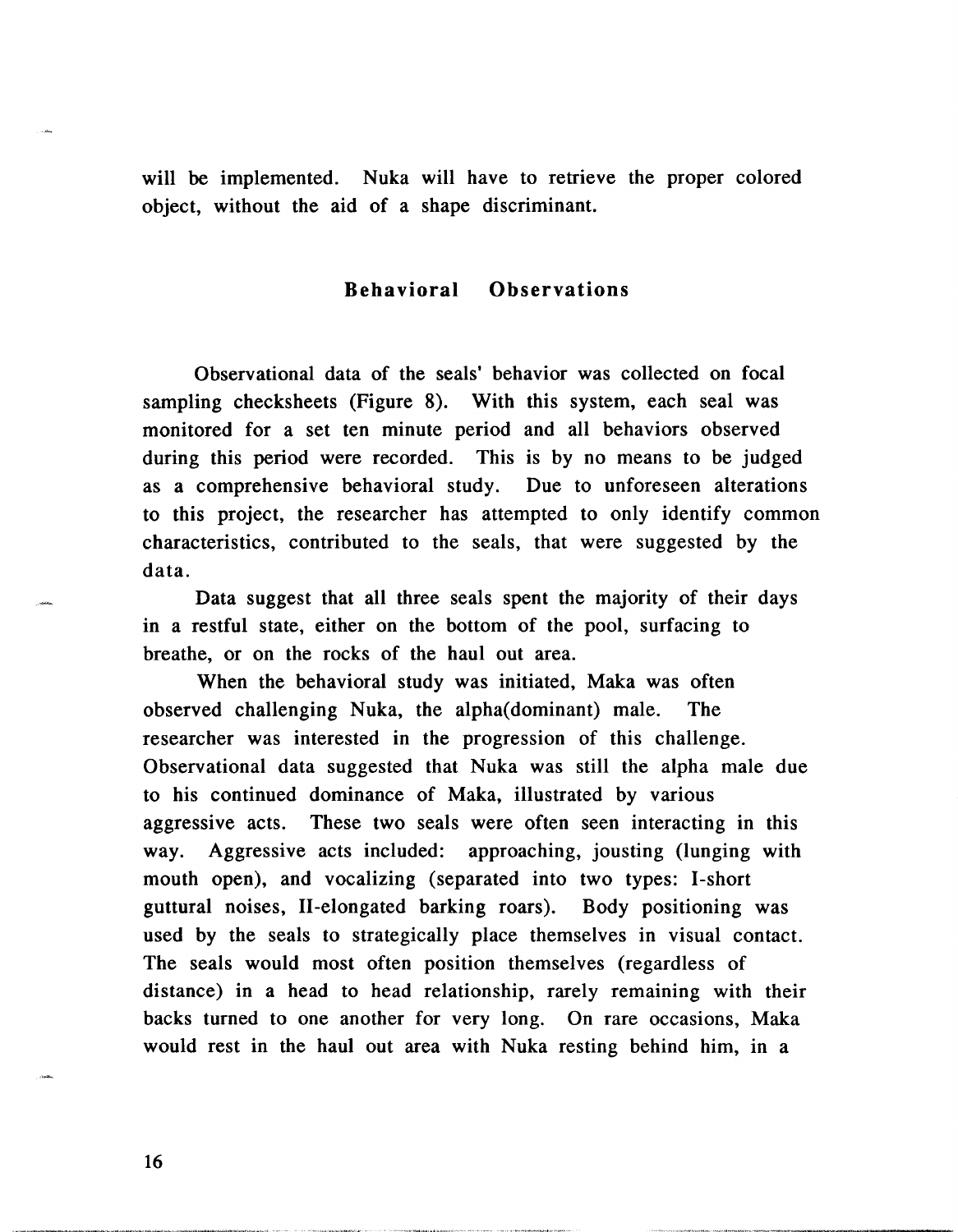will be implemented. Nuka will have to retrieve the proper colored object, without the aid of a shape discriminant.

## Behavioral Observations

Observational data of the seals' behavior was collected on focal sampling checksheets (Figure 8). With this system, each seal was monitored for a set ten minute period and all behaviors observed during this period were recorded. This is by no means to be judged as a comprehensive behavioral study. Due to unforeseen alterations to this project, the researcher has attempted to only identify common characteristics, contributed to the seals, that were suggested by the data.

Data suggest that all three seals spent the majority of their days in a restful state, either on the bottom of the pool, surfacing to breathe, or on the rocks of the haul out area.

When the behavioral study was initiated, Maka was often observed challenging Nuka, the alpha(dominant) male. The researcher was interested in the progression of this challenge. Observational data suggested that Nuka was still the alpha male due to his continued dominance of Maka, illustrated by various aggressive acts. These two seals were often seen interacting in this way. Aggressive acts included: approaching, jousting (lunging with mouth open), and vocalizing (separated into two types: I-short guttural noises, II-elongated barking roars). Body positioning was used by the seals to strategically place themselves in visual contact. The seals would most often position themselves (regardless of distance) in a head to head relationship, rarely remaining with their backs turned to one another for very long. On rare occasions, Maka would rest in the haul out area with Nuka resting behind him, in a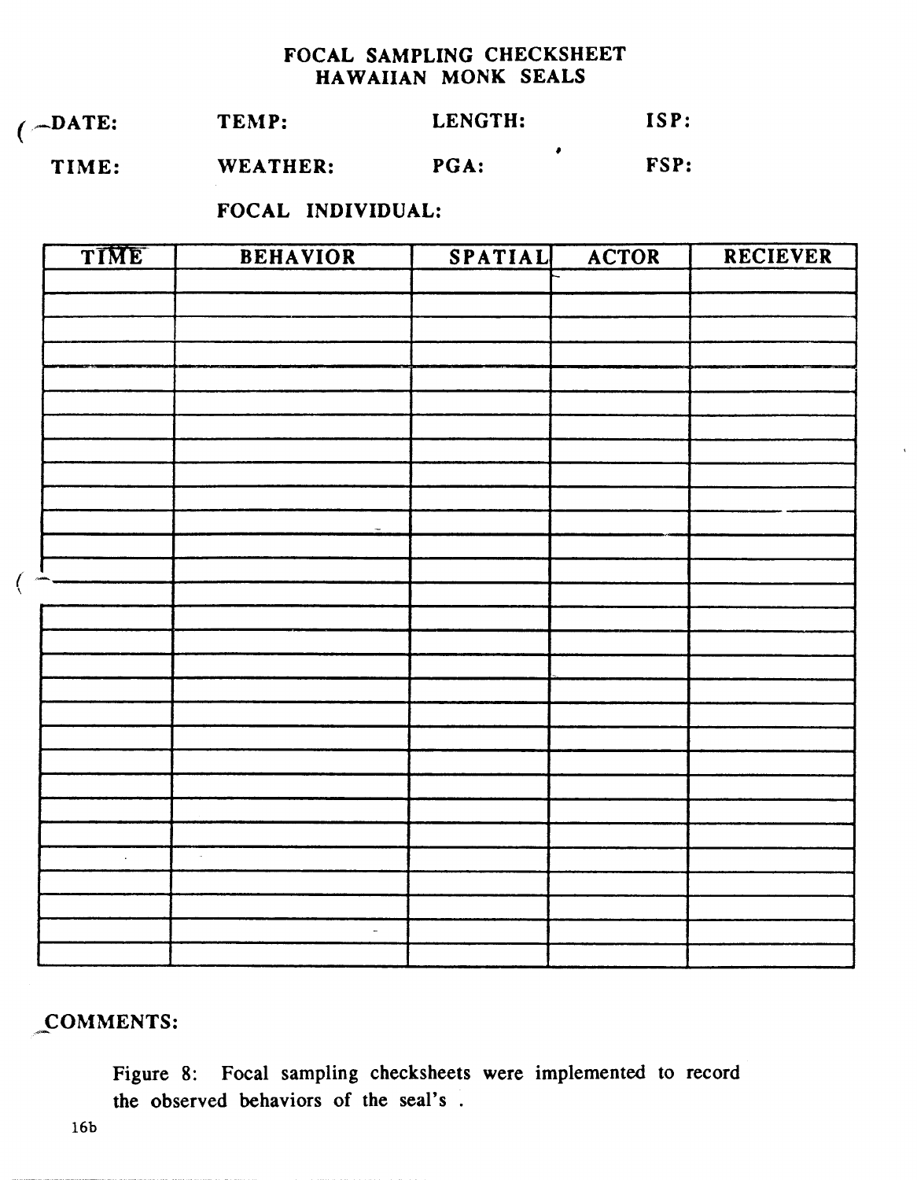# FOCAL SAMPLING CHECKSHEET
## HAWAIIAN MONK SEALS

DATE: TEMP: LENGTH: ISP:

TIME: WEATHER: PGA: FSP:

FOCAL INDIVIDUAL:

| TIME | BEHAVIOR | SPATIAL | ACTOR | RECIEVER |
|---|---|---|---|---|
| | | | | |
| | | | | |
| | | | | |
| | | | | |
| | | | | |
| | | | | |
| | | | | |
| | | | | |
| | | | | |
| | | | | |
| | | | | |
| | | | | |
| | | | | |
| | | | | |
| | | | | |
| | | | | |
| | | | | |
| | | | | |
| | | | | |
| | | | | |
| | | | | |
| | | | | |
| | | | | |
| | | | | |
| | | | | |
| | | | | |
| | | | | |
| | | | | |
| | | | | |

COMMENTS:

Figure 8: Focal sampling checksheets were implemented to record the observed behaviors of the seal's .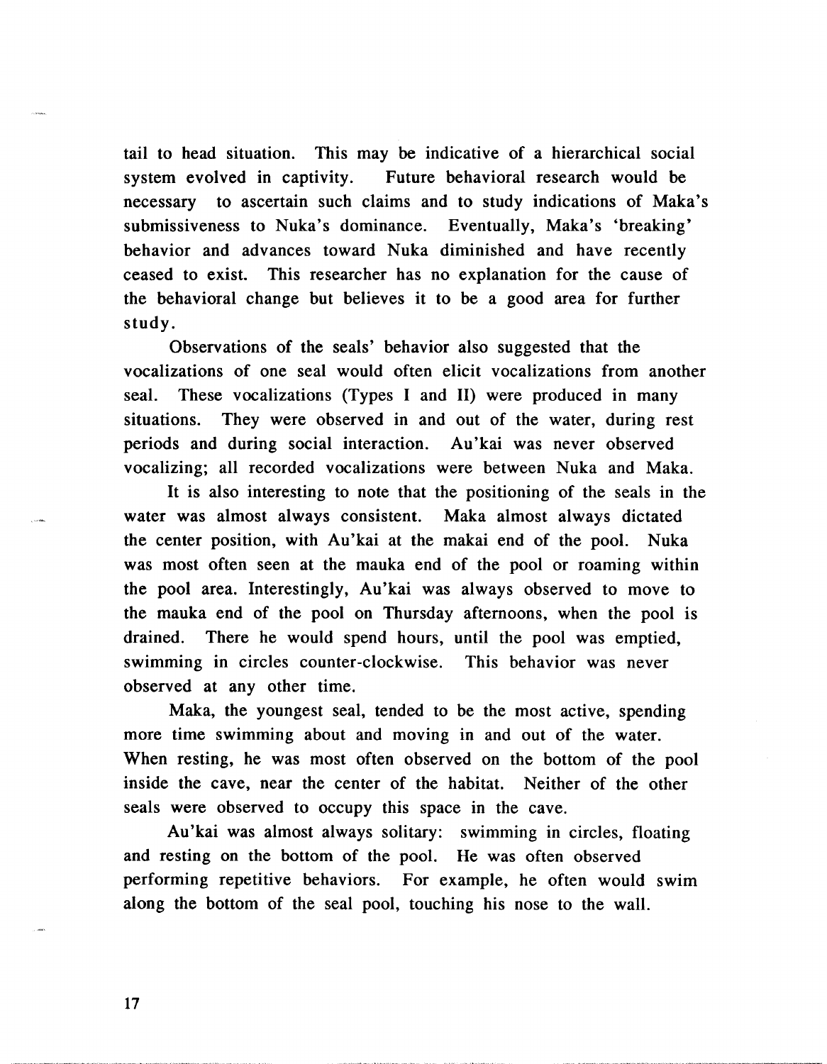tail to head situation. This may be indicative of a hierarchical social system evolved in captivity. Future behavioral research would be necessary to ascertain such claims and to study indications of Maka's submissiveness to Nuka's dominance. Eventually, Maka's 'breaking' behavior and advances toward Nuka diminished and have recently ceased to exist. This researcher has no explanation for the cause of the behavioral change but believes it to be a good area for further study.

Observations of the seals' behavior also suggested that the vocalizations of one seal would often elicit vocalizations from another seal. These vocalizations (Types I and II) were produced in many situations. They were observed in and out of the water, during rest periods and during social interaction. Au'kai was never observed vocalizing; all recorded vocalizations were between Nuka and Maka.

It is also interesting to note that the positioning of the seals in the water was almost always consistent. Maka almost always dictated the center position, with Au'kai at the makai end of the pool. Nuka was most often seen at the mauka end of the pool or roaming within the pool area. Interestingly, Au'kai was always observed to move to the mauka end of the pool on Thursday afternoons, when the pool is drained. There he would spend hours, until the pool was emptied, swimming in circles counter-clockwise. This behavior was never observed at any other time.

Maka, the youngest seal, tended to be the most active, spending more time swimming about and moving in and out of the water. When resting, he was most often observed on the bottom of the pool inside the cave, near the center of the habitat. Neither of the other seals were observed to occupy this space in the cave.

Au'kai was almost always solitary: swimming in circles, floating and resting on the bottom of the pool. He was often observed performing repetitive behaviors. For example, he often would swim along the bottom of the seal pool, touching his nose to the wall.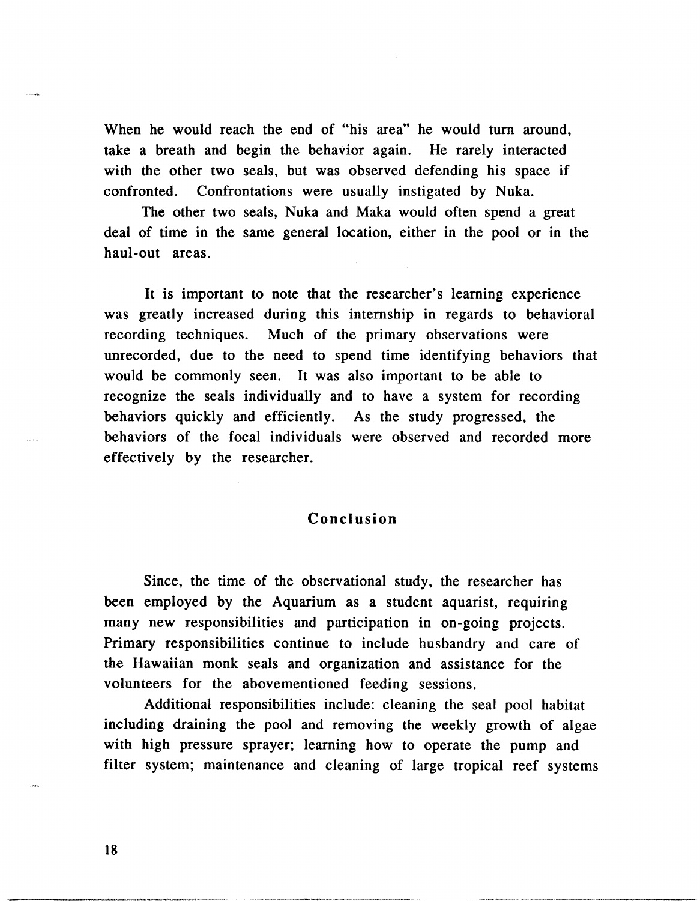When he would reach the end of "his area" he would turn around, take a breath and begin the behavior again. He rarely interacted with the other two seals, but was observed defending his space if confronted. Confrontations were usually instigated by Nuka.

The other two seals, Nuka and Maka would often spend a great deal of time in the same general location, either in the pool or in the haul-out areas.

It is important to note that the researcher's learning experience was greatly increased during this internship in regards to behavioral recording techniques. Much of the primary observations were unrecorded, due to the need to spend time identifying behaviors that would be commonly seen. It was also important to be able to recognize the seals individually and to have a system for recording behaviors quickly and efficiently. As the study progressed, the behaviors of the focal individuals were observed and recorded more effectively by the researcher.

## Conclusion

Since, the time of the observational study, the researcher has been employed by the Aquarium as a student aquarist, requiring many new responsibilities and participation in on-going projects. Primary responsibilities continue to include husbandry and care of the Hawaiian monk seals and organization and assistance for the volunteers for the abovementioned feeding sessions.

Additional responsibilities include: cleaning the seal pool habitat including draining the pool and removing the weekly growth of algae with high pressure sprayer; learning how to operate the pump and filter system; maintenance and cleaning of large tropical reef systems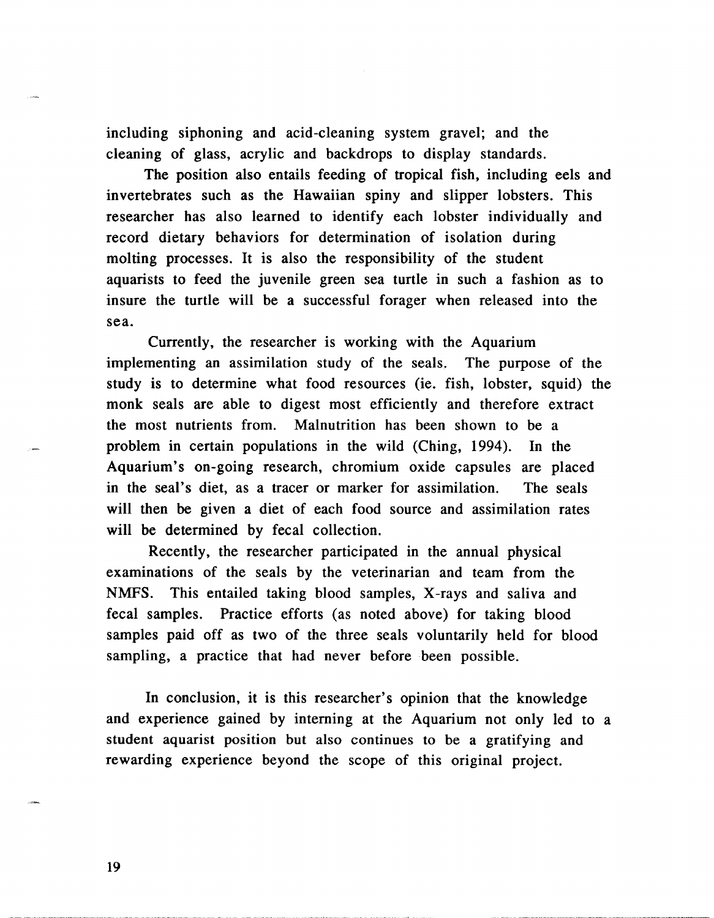including siphoning and acid-cleaning system gravel; and the cleaning of glass, acrylic and backdrops to display standards.

The position also entails feeding of tropical fish, including eels and invertebrates such as the Hawaiian spiny and slipper lobsters. This researcher has also learned to identify each lobster individually and record dietary behaviors for determination of isolation during molting processes. It is also the responsibility of the student aquarists to feed the juvenile green sea turtle in such a fashion as to insure the turtle will be a successful forager when released into the sea.

Currently, the researcher is working with the Aquarium implementing an assimilation study of the seals. The purpose of the study is to determine what food resources (ie. fish, lobster, squid) the monk seals are able to digest most efficiently and therefore extract the most nutrients from. Malnutrition has been shown to be a problem in certain populations in the wild (Ching, 1994). In the Aquarium's on-going research, chromium oxide capsules are placed in the seal's diet, as a tracer or marker for assimilation. The seals will then be given a diet of each food source and assimilation rates will be determined by fecal collection.

Recently, the researcher participated in the annual physical examinations of the seals by the veterinarian and team from the NMFS. This entailed taking blood samples, X-rays and saliva and fecal samples. Practice efforts (as noted above) for taking blood samples paid off as two of the three seals voluntarily held for blood sampling, a practice that had never before been possible.

In conclusion, it is this researcher's opinion that the knowledge and experience gained by interning at the Aquarium not only led to a student aquarist position but also continues to be a gratifying and rewarding experience beyond the scope of this original project.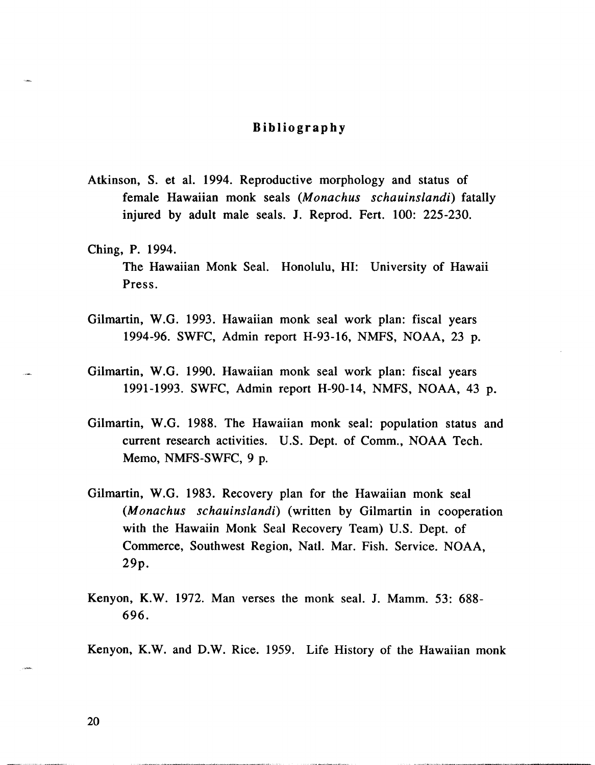## Bibliography

Atkinson, S. et al. 1994. Reproductive morphology and status of female Hawaiian monk seals (*Monachus schauinslandi*) fatally injured by adult male seals. J. Reprod. Fert. 100: 225-230.

Ching, P. 1994.
The Hawaiian Monk Seal. Honolulu, HI: University of Hawaii Press.

Gilmartin, W.G. 1993. Hawaiian monk seal work plan: fiscal years 1994-96. SWFC, Admin report H-93-16, NMFS, NOAA, 23 p.

Gilmartin, W.G. 1990. Hawaiian monk seal work plan: fiscal years 1991-1993. SWFC, Admin report H-90-14, NMFS, NOAA, 43 p.

Gilmartin, W.G. 1988. The Hawaiian monk seal: population status and current research activities. U.S. Dept. of Comm., NOAA Tech. Memo, NMFS-SWFC, 9 p.

Gilmartin, W.G. 1983. Recovery plan for the Hawaiian monk seal (*Monachus schauinslandi*) (written by Gilmartin in cooperation with the Hawaiin Monk Seal Recovery Team) U.S. Dept. of Commerce, Southwest Region, Natl. Mar. Fish. Service. NOAA, 29p.

Kenyon, K.W. 1972. Man verses the monk seal. J. Mamm. 53: 688-696.

Kenyon, K.W. and D.W. Rice. 1959. Life History of the Hawaiian monk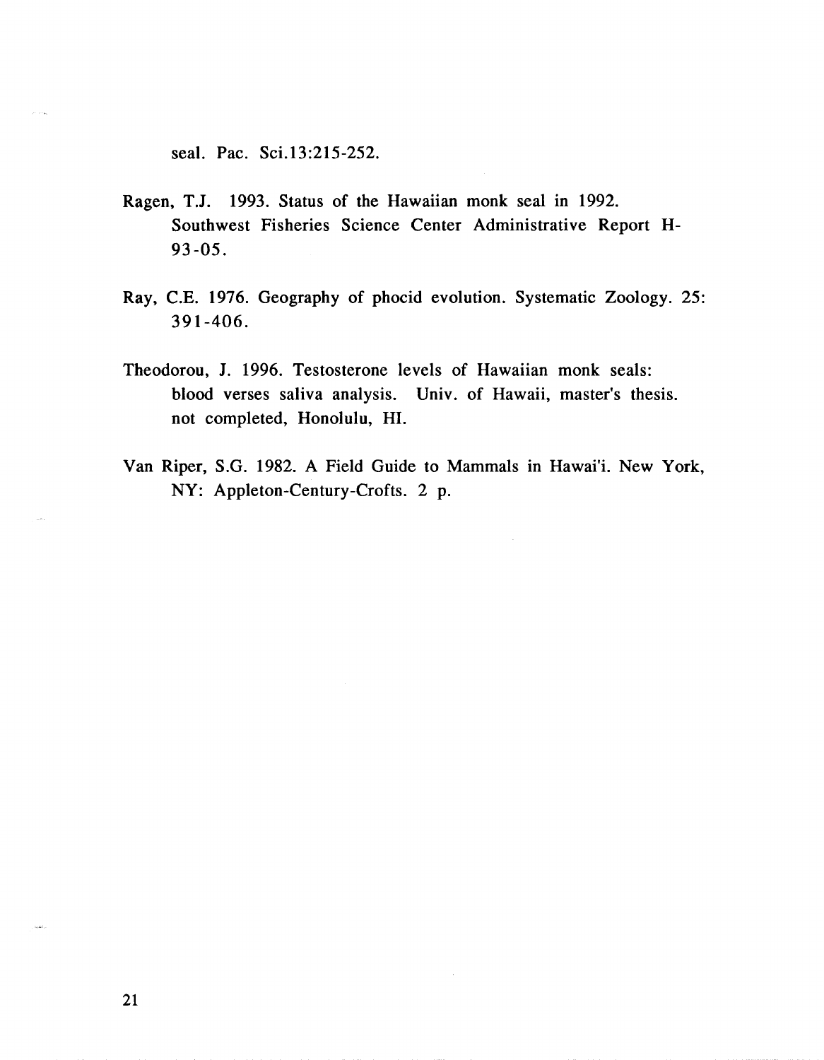seal. Pac. Sci.13:215-252.

Ragen, T.J. 1993. Status of the Hawaiian monk seal in 1992. Southwest Fisheries Science Center Administrative Report H-93-05.

Ray, C.E. 1976. Geography of phocid evolution. Systematic Zoology. 25: 391-406.

Theodorou, J. 1996. Testosterone levels of Hawaiian monk seals: blood verses saliva analysis. Univ. of Hawaii, master's thesis. not completed, Honolulu, HI.

Van Riper, S.G. 1982. A Field Guide to Mammals in Hawai'i. New York, NY: Appleton-Century-Crofts. 2 p.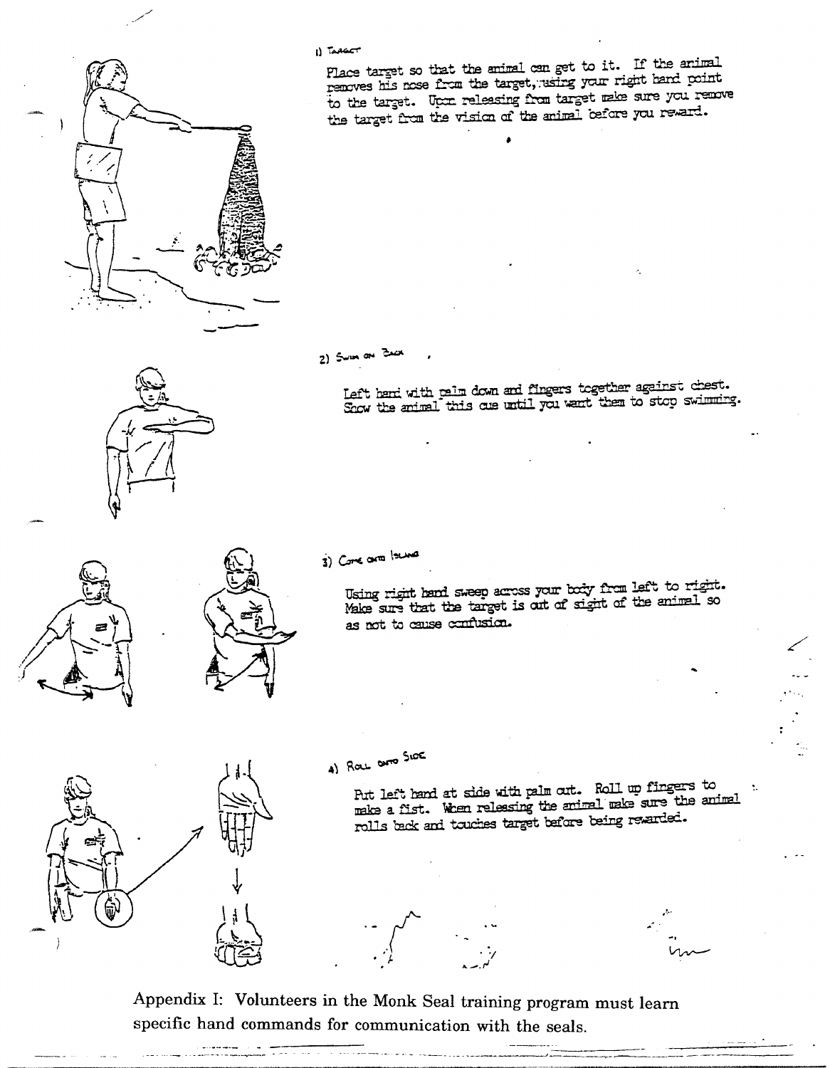1) TARGET

Place target so that the animal can get to it. If the animal removes his nose from the target, using your right hand point to the target. Upon releasing from target make sure you remove the target from the vision of the animal before you reward.

2) SWIM ON BACK

Left hand with palm down and fingers together against chest. Show the animal this cue until you want them to stop swimming.

3) COME ONTO ISLAND

Using right hand sweep across your body from left to right. Make sure that the target is out of sight of the animal so as not to cause confusion.

4) ROLL ONTO SIDE

Put left hand at side with palm out. Roll up fingers to make a fist. When releasing the animal make sure the animal rolls back and touches target before being rewarded.

Appendix I: Volunteers in the Monk Seal training program must learn specific hand commands for communication with the seals.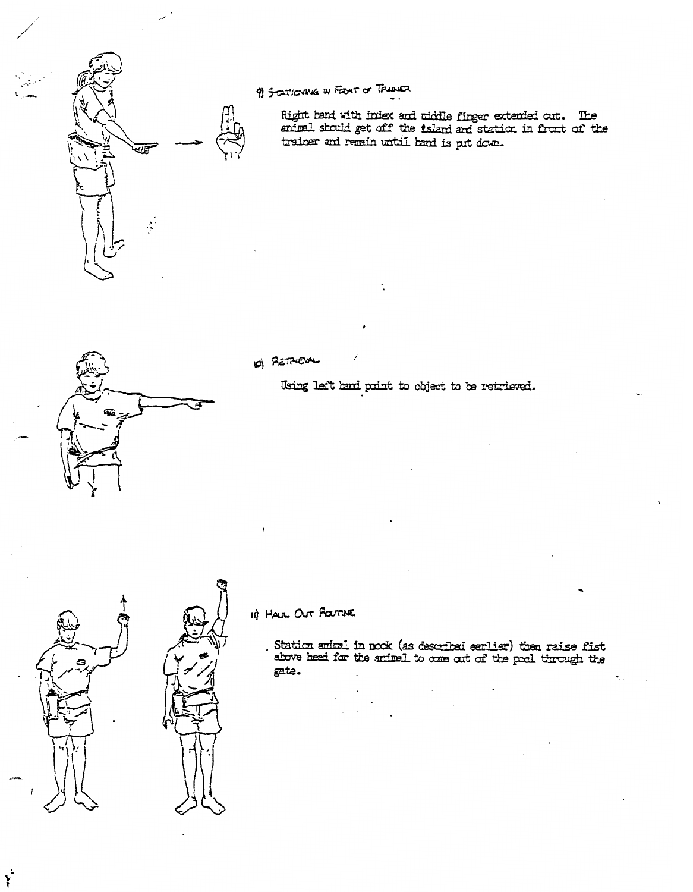9) Stationing in Front of Trainer

Right hand with index and middle finger extended out. The animal should get off the island and station in front of the trainer and remain until hand is put down.

10) Retrieval

Using left hand point to object to be retrieved.

11) Haul Out Routine

Station animal in nook (as described earlier) then raise fist above head for the animal to come out of the pool through the gate.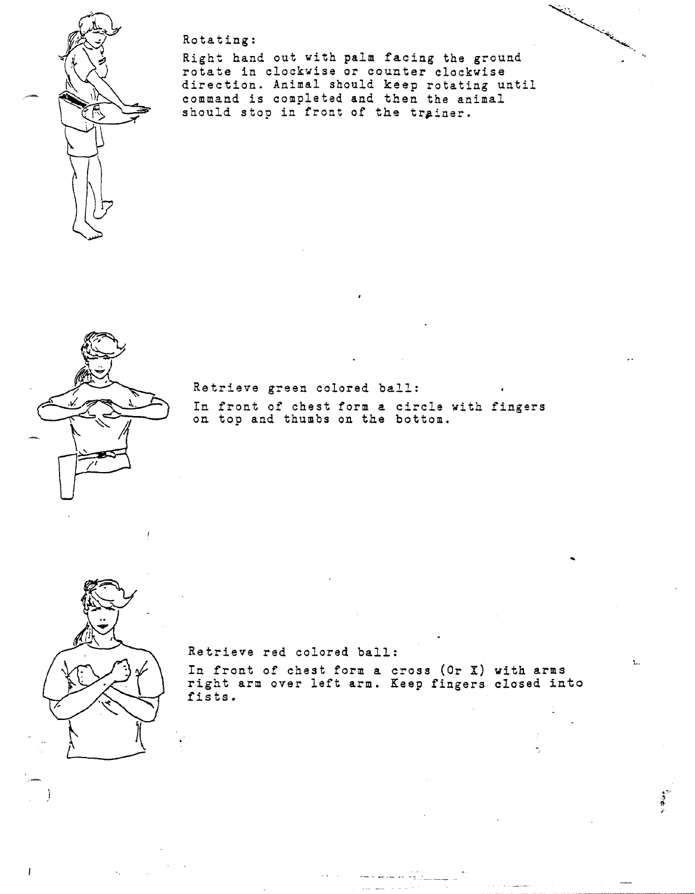Rotating:

Right hand out with palm facing the ground rotate in clockwise or counter clockwise direction. Animal should keep rotating until command is completed and then the animal should stop in front of the trainer.

Retrieve green colored ball:

In front of chest form a circle with fingers on top and thumbs on the bottom.

Retrieve red colored ball:

In front of chest form a cross (Or X) with arms right arm over left arm. Keep fingers closed into fists.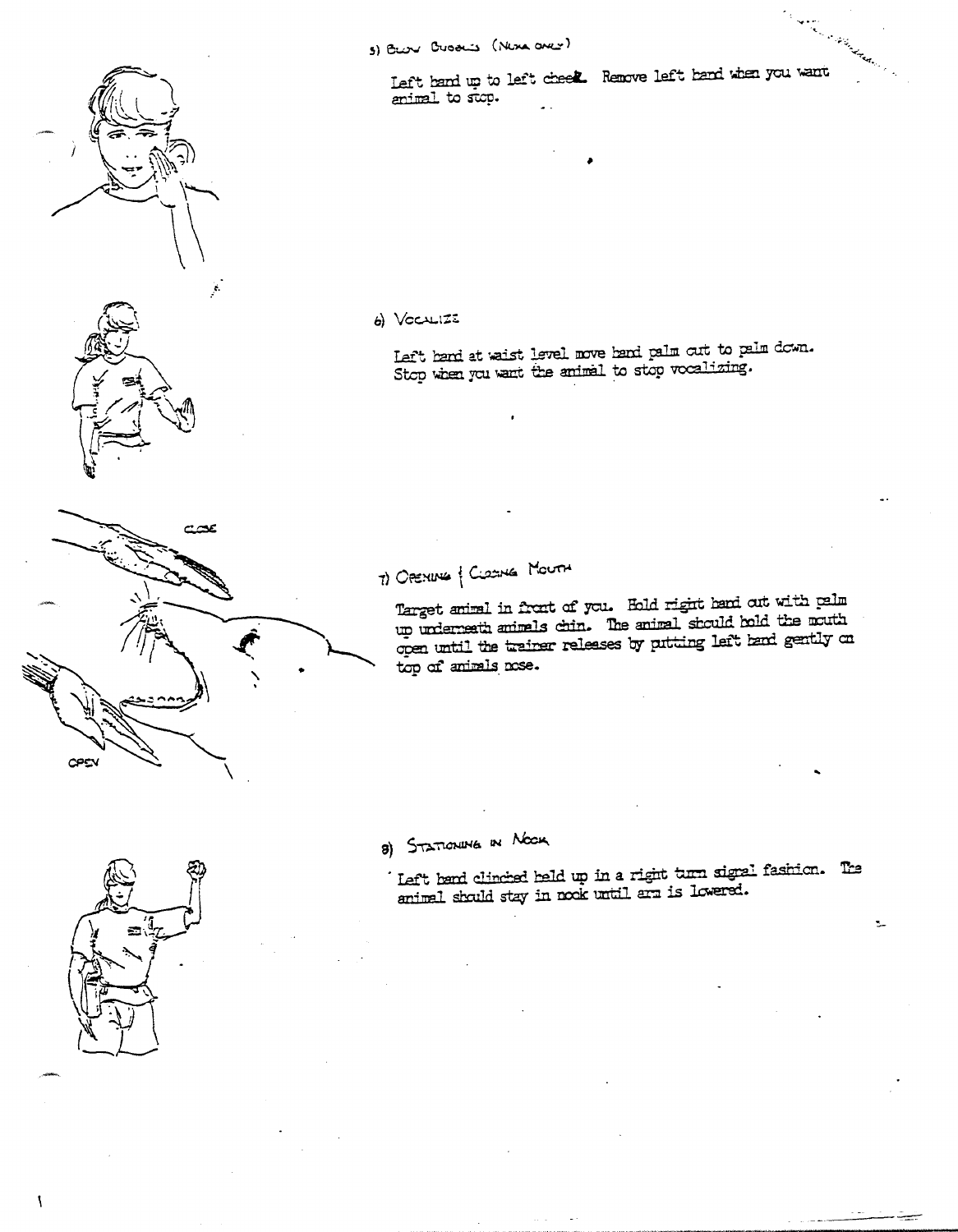5) Blow Bubbles (Numa only)

Left hand up to left cheek. Remove left hand when you want animal to stop.

6) Vocalize

Left hand at waist level move hand palm out to palm down. Stop when you want the animal to stop vocalizing.

CLOSE

OPEN

7) Opening & Closing Mouth

Target animal in front of you. Hold right hand out with palm up underneath animals chin. The animal should hold the mouth open until the trainer releases by putting left hand gently on top of animals nose.

8) Stationing in Nook

Left hand clinched held up in a right turn signal fashion. The animal should stay in nook until arm is lowered.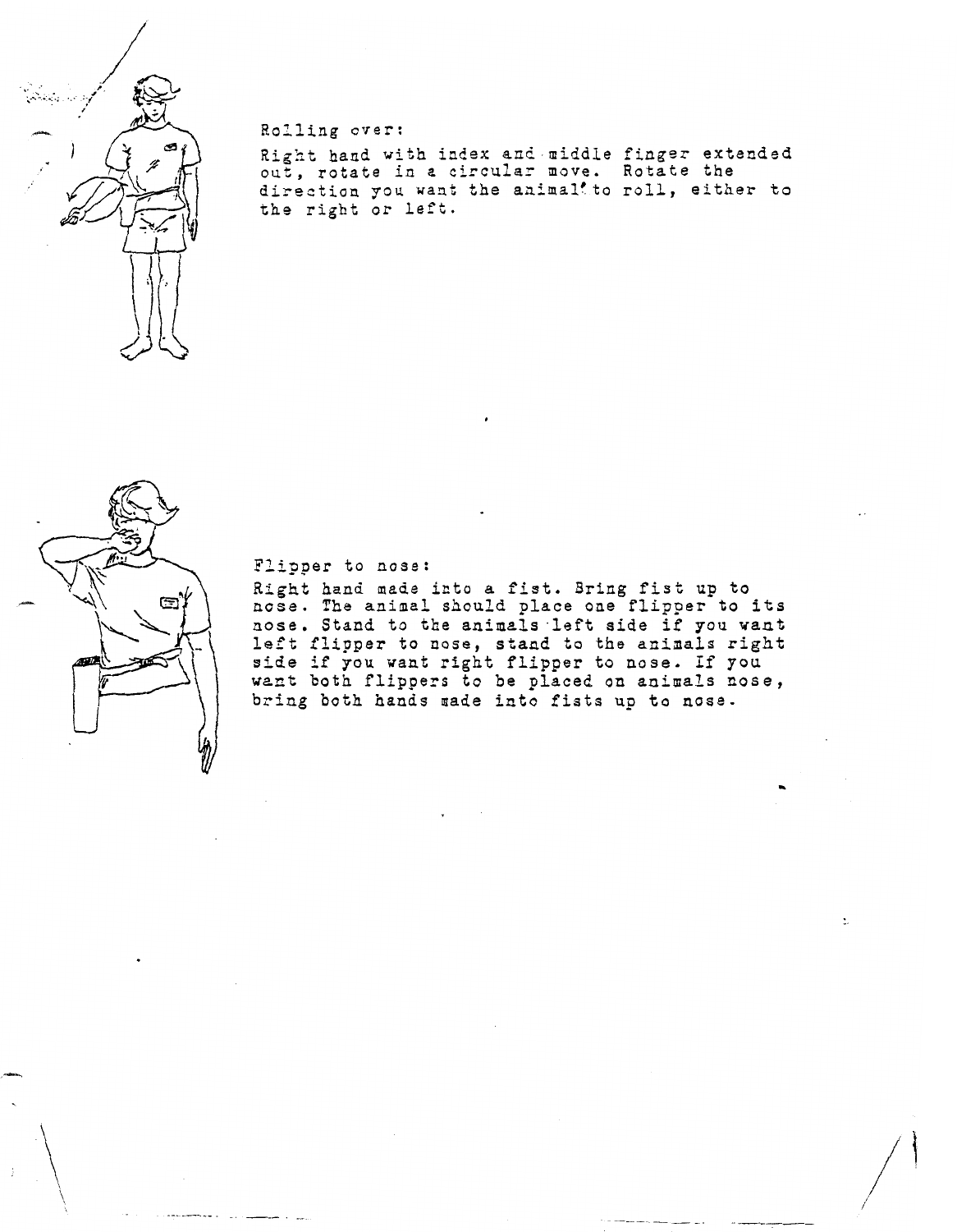Rolling over:

Right hand with index and middle finger extended out, rotate in a circular move. Rotate the direction you want the animal to roll, either to the right or left.

Flipper to nose:

Right hand made into a fist. Bring fist up to nose. The animal should place one flipper to its nose. Stand to the animals left side if you want left flipper to nose, stand to the animals right side if you want right flipper to nose. If you want both flippers to be placed on animals nose, bring both hands made into fists up to nose.